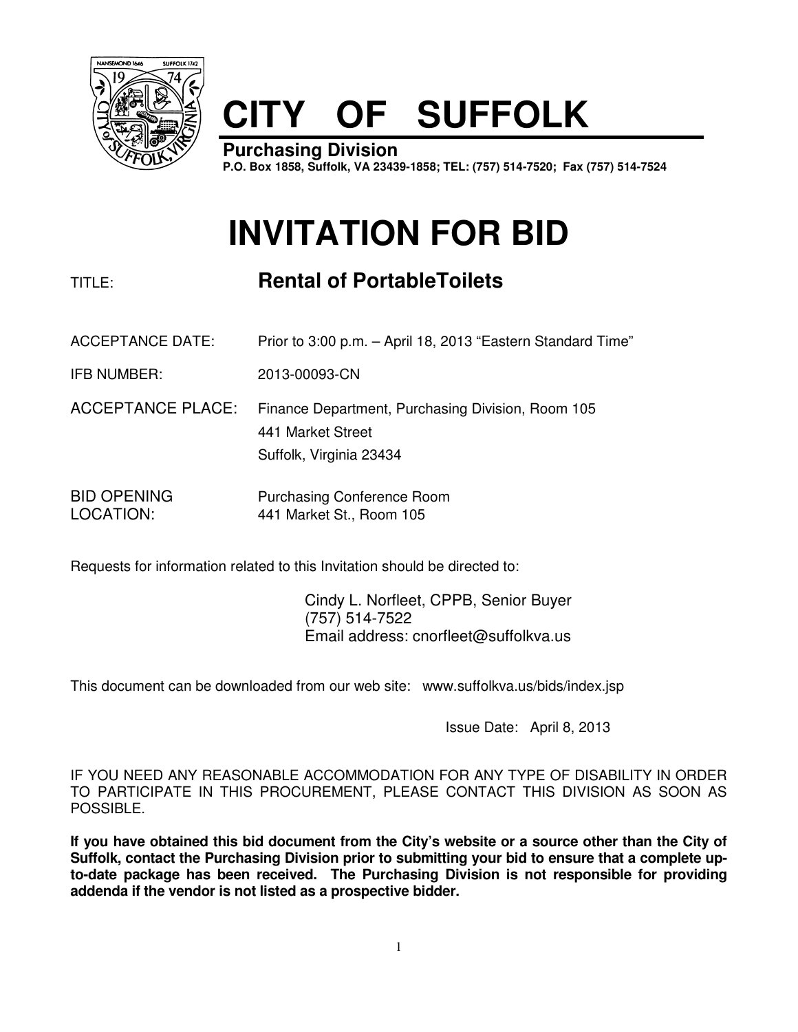# CITY OF SUFFOLK

**Purchasing Division**
**P.O. Box 1858, Suffolk, VA 23439-1858; TEL: (757) 514-7520; Fax (757) 514-7524**

# INVITATION FOR BID

TITLE: **Rental of PortableToilets**

ACCEPTANCE DATE: Prior to 3:00 p.m. – April 18, 2013 "Eastern Standard Time"

IFB NUMBER: 2013-00093-CN

ACCEPTANCE PLACE: Finance Department, Purchasing Division, Room 105
441 Market Street
Suffolk, Virginia 23434

BID OPENING LOCATION: Purchasing Conference Room
441 Market St., Room 105

Requests for information related to this Invitation should be directed to:

Cindy L. Norfleet, CPPB, Senior Buyer
(757) 514-7522
Email address: cnorfleet@suffolkva.us

This document can be downloaded from our web site: www.suffolkva.us/bids/index.jsp

Issue Date: April 8, 2013

IF YOU NEED ANY REASONABLE ACCOMMODATION FOR ANY TYPE OF DISABILITY IN ORDER TO PARTICIPATE IN THIS PROCUREMENT, PLEASE CONTACT THIS DIVISION AS SOON AS POSSIBLE.

**If you have obtained this bid document from the City's website or a source other than the City of Suffolk, contact the Purchasing Division prior to submitting your bid to ensure that a complete up-to-date package has been received. The Purchasing Division is not responsible for providing addenda if the vendor is not listed as a prospective bidder.**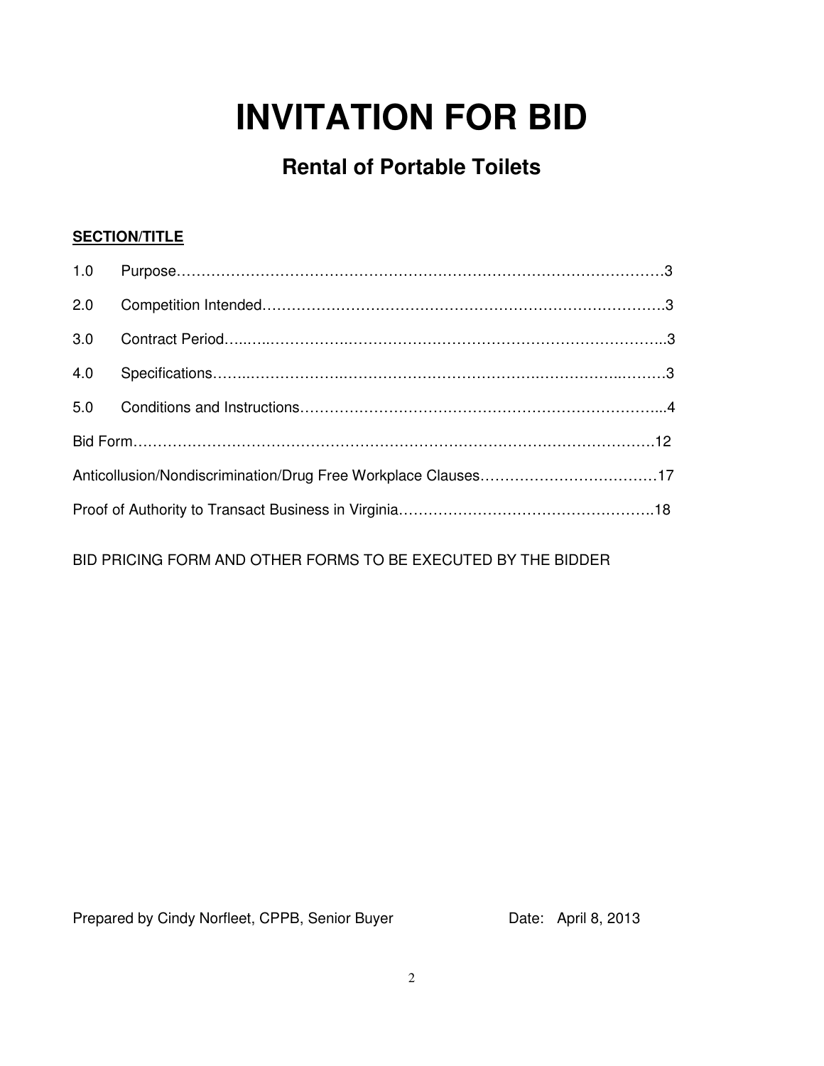# INVITATION FOR BID

## Rental of Portable Toilets

**SECTION/TITLE**

| | | |
|---|---|---|
| 1.0 | Purpose | 3 |
| 2.0 | Competition Intended | 3 |
| 3.0 | Contract Period | 3 |
| 4.0 | Specifications | 3 |
| 5.0 | Conditions and Instructions | 4 |
| Bid Form | | 12 |
| Anticollusion/Nondiscrimination/Drug Free Workplace Clauses | | 17 |
| Proof of Authority to Transact Business in Virginia | | 18 |

BID PRICING FORM AND OTHER FORMS TO BE EXECUTED BY THE BIDDER

Prepared by Cindy Norfleet, CPPB, Senior Buyer Date: April 8, 2013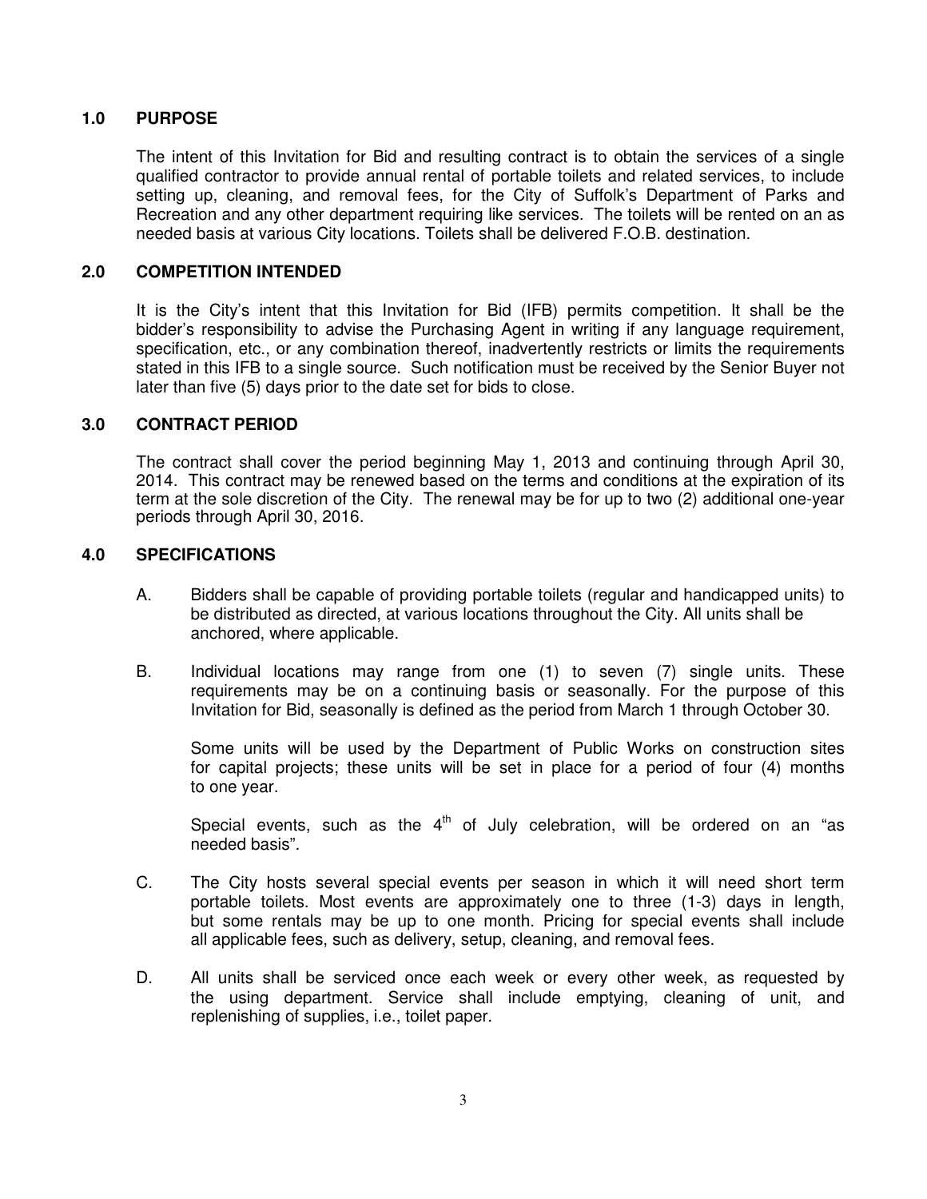## 1.0 PURPOSE

The intent of this Invitation for Bid and resulting contract is to obtain the services of a single qualified contractor to provide annual rental of portable toilets and related services, to include setting up, cleaning, and removal fees, for the City of Suffolk's Department of Parks and Recreation and any other department requiring like services. The toilets will be rented on an as needed basis at various City locations. Toilets shall be delivered F.O.B. destination.

## 2.0 COMPETITION INTENDED

It is the City's intent that this Invitation for Bid (IFB) permits competition. It shall be the bidder's responsibility to advise the Purchasing Agent in writing if any language requirement, specification, etc., or any combination thereof, inadvertently restricts or limits the requirements stated in this IFB to a single source. Such notification must be received by the Senior Buyer not later than five (5) days prior to the date set for bids to close.

## 3.0 CONTRACT PERIOD

The contract shall cover the period beginning May 1, 2013 and continuing through April 30, 2014. This contract may be renewed based on the terms and conditions at the expiration of its term at the sole discretion of the City. The renewal may be for up to two (2) additional one-year periods through April 30, 2016.

## 4.0 SPECIFICATIONS

A. Bidders shall be capable of providing portable toilets (regular and handicapped units) to be distributed as directed, at various locations throughout the City. All units shall be anchored, where applicable.

B. Individual locations may range from one (1) to seven (7) single units. These requirements may be on a continuing basis or seasonally. For the purpose of this Invitation for Bid, seasonally is defined as the period from March 1 through October 30.

   Some units will be used by the Department of Public Works on construction sites for capital projects; these units will be set in place for a period of four (4) months to one year.

   Special events, such as the 4th of July celebration, will be ordered on an "as needed basis".

C. The City hosts several special events per season in which it will need short term portable toilets. Most events are approximately one to three (1-3) days in length, but some rentals may be up to one month. Pricing for special events shall include all applicable fees, such as delivery, setup, cleaning, and removal fees.

D. All units shall be serviced once each week or every other week, as requested by the using department. Service shall include emptying, cleaning of unit, and replenishing of supplies, i.e., toilet paper.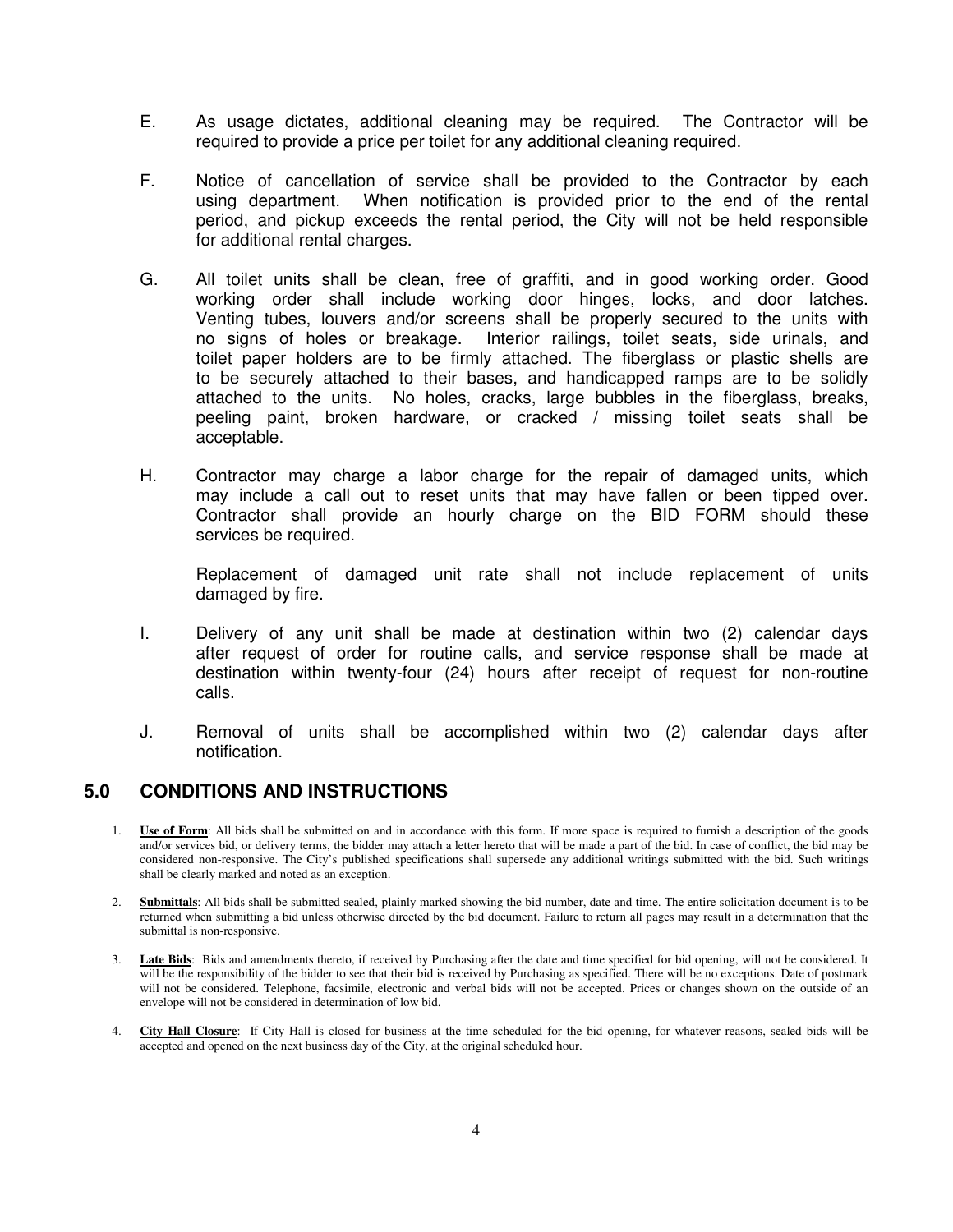E. As usage dictates, additional cleaning may be required. The Contractor will be required to provide a price per toilet for any additional cleaning required.

F. Notice of cancellation of service shall be provided to the Contractor by each using department. When notification is provided prior to the end of the rental period, and pickup exceeds the rental period, the City will not be held responsible for additional rental charges.

G. All toilet units shall be clean, free of graffiti, and in good working order. Good working order shall include working door hinges, locks, and door latches. Venting tubes, louvers and/or screens shall be properly secured to the units with no signs of holes or breakage. Interior railings, toilet seats, side urinals, and toilet paper holders are to be firmly attached. The fiberglass or plastic shells are to be securely attached to their bases, and handicapped ramps are to be solidly attached to the units. No holes, cracks, large bubbles in the fiberglass, breaks, peeling paint, broken hardware, or cracked / missing toilet seats shall be acceptable.

H. Contractor may charge a labor charge for the repair of damaged units, which may include a call out to reset units that may have fallen or been tipped over. Contractor shall provide an hourly charge on the BID FORM should these services be required.

   Replacement of damaged unit rate shall not include replacement of units damaged by fire.

I. Delivery of any unit shall be made at destination within two (2) calendar days after request of order for routine calls, and service response shall be made at destination within twenty-four (24) hours after receipt of request for non-routine calls.

J. Removal of units shall be accomplished within two (2) calendar days after notification.

## 5.0 CONDITIONS AND INSTRUCTIONS

1. **Use of Form**: All bids shall be submitted on and in accordance with this form. If more space is required to furnish a description of the goods and/or services bid, or delivery terms, the bidder may attach a letter hereto that will be made a part of the bid. In case of conflict, the bid may be considered non-responsive. The City's published specifications shall supersede any additional writings submitted with the bid. Such writings shall be clearly marked and noted as an exception.

2. **Submittals**: All bids shall be submitted sealed, plainly marked showing the bid number, date and time. The entire solicitation document is to be returned when submitting a bid unless otherwise directed by the bid document. Failure to return all pages may result in a determination that the submittal is non-responsive.

3. **Late Bids**: Bids and amendments thereto, if received by Purchasing after the date and time specified for bid opening, will not be considered. It will be the responsibility of the bidder to see that their bid is received by Purchasing as specified. There will be no exceptions. Date of postmark will not be considered. Telephone, facsimile, electronic and verbal bids will not be accepted. Prices or changes shown on the outside of an envelope will not be considered in determination of low bid.

4. **City Hall Closure**: If City Hall is closed for business at the time scheduled for the bid opening, for whatever reasons, sealed bids will be accepted and opened on the next business day of the City, at the original scheduled hour.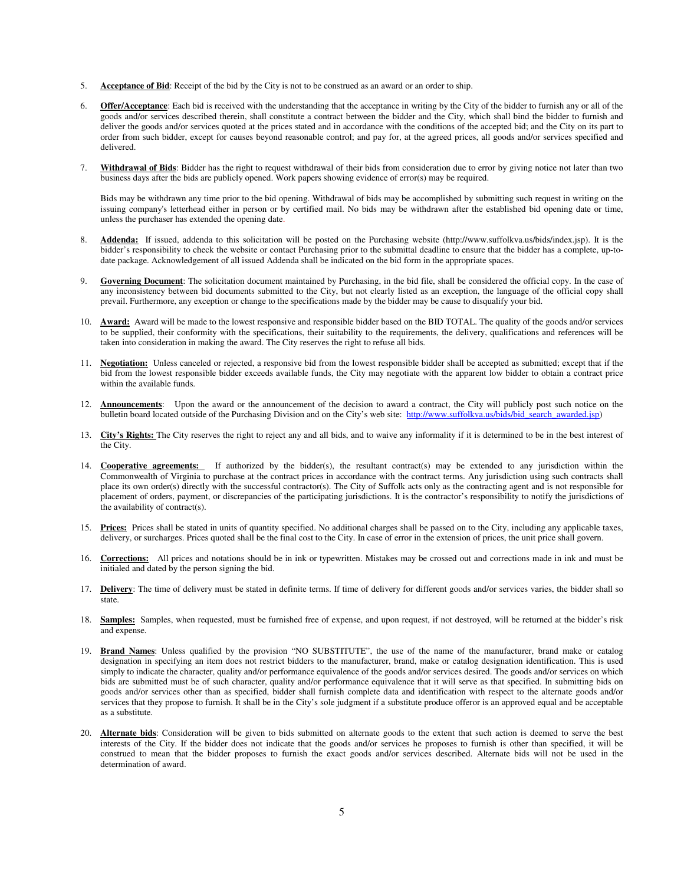5. **Acceptance of Bid**: Receipt of the bid by the City is not to be construed as an award or an order to ship.

6. **Offer/Acceptance**: Each bid is received with the understanding that the acceptance in writing by the City of the bidder to furnish any or all of the goods and/or services described therein, shall constitute a contract between the bidder and the City, which shall bind the bidder to furnish and deliver the goods and/or services quoted at the prices stated and in accordance with the conditions of the accepted bid; and the City on its part to order from such bidder, except for causes beyond reasonable control; and pay for, at the agreed prices, all goods and/or services specified and delivered.

7. **Withdrawal of Bids**: Bidder has the right to request withdrawal of their bids from consideration due to error by giving notice not later than two business days after the bids are publicly opened. Work papers showing evidence of error(s) may be required.

   Bids may be withdrawn any time prior to the bid opening. Withdrawal of bids may be accomplished by submitting such request in writing on the issuing company's letterhead either in person or by certified mail. No bids may be withdrawn after the established bid opening date or time, unless the purchaser has extended the opening date.

8. **Addenda:** If issued, addenda to this solicitation will be posted on the Purchasing website (http://www.suffolkva.us/bids/index.jsp). It is the bidder's responsibility to check the website or contact Purchasing prior to the submittal deadline to ensure that the bidder has a complete, up-to-date package. Acknowledgement of all issued Addenda shall be indicated on the bid form in the appropriate spaces.

9. **Governing Document**: The solicitation document maintained by Purchasing, in the bid file, shall be considered the official copy. In the case of any inconsistency between bid documents submitted to the City, but not clearly listed as an exception, the language of the official copy shall prevail. Furthermore, any exception or change to the specifications made by the bidder may be cause to disqualify your bid.

10. **Award:** Award will be made to the lowest responsive and responsible bidder based on the BID TOTAL. The quality of the goods and/or services to be supplied, their conformity with the specifications, their suitability to the requirements, the delivery, qualifications and references will be taken into consideration in making the award. The City reserves the right to refuse all bids.

11. **Negotiation:** Unless canceled or rejected, a responsive bid from the lowest responsible bidder shall be accepted as submitted; except that if the bid from the lowest responsible bidder exceeds available funds, the City may negotiate with the apparent low bidder to obtain a contract price within the available funds.

12. **Announcements**: Upon the award or the announcement of the decision to award a contract, the City will publicly post such notice on the bulletin board located outside of the Purchasing Division and on the City's web site: http://www.suffolkva.us/bids/bid_search_awarded.jsp)

13. **City's Rights:** The City reserves the right to reject any and all bids, and to waive any informality if it is determined to be in the best interest of the City.

14. **Cooperative agreements:** If authorized by the bidder(s), the resultant contract(s) may be extended to any jurisdiction within the Commonwealth of Virginia to purchase at the contract prices in accordance with the contract terms. Any jurisdiction using such contracts shall place its own order(s) directly with the successful contractor(s). The City of Suffolk acts only as the contracting agent and is not responsible for placement of orders, payment, or discrepancies of the participating jurisdictions. It is the contractor's responsibility to notify the jurisdictions of the availability of contract(s).

15. **Prices:** Prices shall be stated in units of quantity specified. No additional charges shall be passed on to the City, including any applicable taxes, delivery, or surcharges. Prices quoted shall be the final cost to the City. In case of error in the extension of prices, the unit price shall govern.

16. **Corrections:** All prices and notations should be in ink or typewritten. Mistakes may be crossed out and corrections made in ink and must be initialed and dated by the person signing the bid.

17. **Delivery**: The time of delivery must be stated in definite terms. If time of delivery for different goods and/or services varies, the bidder shall so state.

18. **Samples:** Samples, when requested, must be furnished free of expense, and upon request, if not destroyed, will be returned at the bidder's risk and expense.

19. **Brand Names**: Unless qualified by the provision "NO SUBSTITUTE", the use of the name of the manufacturer, brand make or catalog designation in specifying an item does not restrict bidders to the manufacturer, brand, make or catalog designation identification. This is used simply to indicate the character, quality and/or performance equivalence of the goods and/or services desired. The goods and/or services on which bids are submitted must be of such character, quality and/or performance equivalence that it will serve as that specified. In submitting bids on goods and/or services other than as specified, bidder shall furnish complete data and identification with respect to the alternate goods and/or services that they propose to furnish. It shall be in the City's sole judgment if a substitute produce offeror is an approved equal and be acceptable as a substitute.

20. **Alternate bids**: Consideration will be given to bids submitted on alternate goods to the extent that such action is deemed to serve the best interests of the City. If the bidder does not indicate that the goods and/or services he proposes to furnish is other than specified, it will be construed to mean that the bidder proposes to furnish the exact goods and/or services described. Alternate bids will not be used in the determination of award.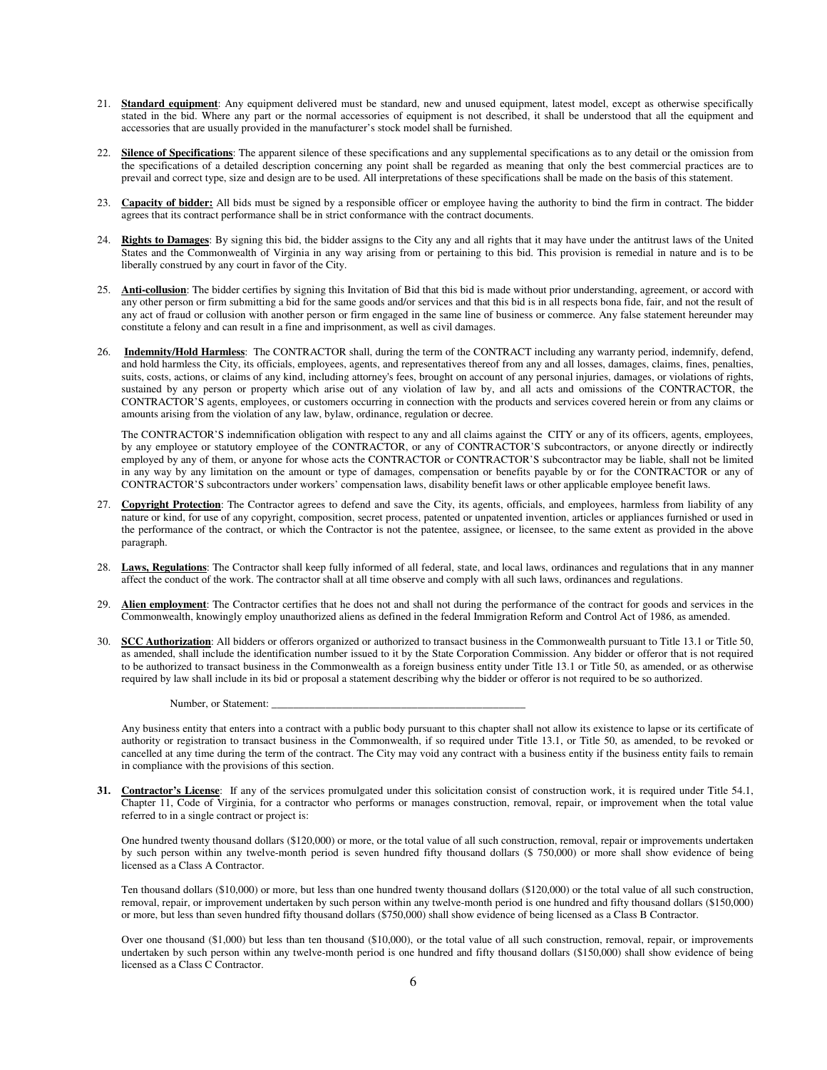21. **Standard equipment**: Any equipment delivered must be standard, new and unused equipment, latest model, except as otherwise specifically stated in the bid. Where any part or the normal accessories of equipment is not described, it shall be understood that all the equipment and accessories that are usually provided in the manufacturer's stock model shall be furnished.

22. **Silence of Specifications**: The apparent silence of these specifications and any supplemental specifications as to any detail or the omission from the specifications of a detailed description concerning any point shall be regarded as meaning that only the best commercial practices are to prevail and correct type, size and design are to be used. All interpretations of these specifications shall be made on the basis of this statement.

23. **Capacity of bidder:** All bids must be signed by a responsible officer or employee having the authority to bind the firm in contract. The bidder agrees that its contract performance shall be in strict conformance with the contract documents.

24. **Rights to Damages**: By signing this bid, the bidder assigns to the City any and all rights that it may have under the antitrust laws of the United States and the Commonwealth of Virginia in any way arising from or pertaining to this bid. This provision is remedial in nature and is to be liberally construed by any court in favor of the City.

25. **Anti-collusion**: The bidder certifies by signing this Invitation of Bid that this bid is made without prior understanding, agreement, or accord with any other person or firm submitting a bid for the same goods and/or services and that this bid is in all respects bona fide, fair, and not the result of any act of fraud or collusion with another person or firm engaged in the same line of business or commerce. Any false statement hereunder may constitute a felony and can result in a fine and imprisonment, as well as civil damages.

26. **Indemnity/Hold Harmless**: The CONTRACTOR shall, during the term of the CONTRACT including any warranty period, indemnify, defend, and hold harmless the City, its officials, employees, agents, and representatives thereof from any and all losses, damages, claims, fines, penalties, suits, costs, actions, or claims of any kind, including attorney's fees, brought on account of any personal injuries, damages, or violations of rights, sustained by any person or property which arise out of any violation of law by, and all acts and omissions of the CONTRACTOR, the CONTRACTOR'S agents, employees, or customers occurring in connection with the products and services covered herein or from any claims or amounts arising from the violation of any law, bylaw, ordinance, regulation or decree.

    The CONTRACTOR'S indemnification obligation with respect to any and all claims against the CITY or any of its officers, agents, employees, by any employee or statutory employee of the CONTRACTOR, or any of CONTRACTOR'S subcontractors, or anyone directly or indirectly employed by any of them, or anyone for whose acts the CONTRACTOR or CONTRACTOR'S subcontractor may be liable, shall not be limited in any way by any limitation on the amount or type of damages, compensation or benefits payable by or for the CONTRACTOR or any of CONTRACTOR'S subcontractors under workers' compensation laws, disability benefit laws or other applicable employee benefit laws.

27. **Copyright Protection**: The Contractor agrees to defend and save the City, its agents, officials, and employees, harmless from liability of any nature or kind, for use of any copyright, composition, secret process, patented or unpatented invention, articles or appliances furnished or used in the performance of the contract, or which the Contractor is not the patentee, assignee, or licensee, to the same extent as provided in the above paragraph.

28. **Laws, Regulations**: The Contractor shall keep fully informed of all federal, state, and local laws, ordinances and regulations that in any manner affect the conduct of the work. The contractor shall at all time observe and comply with all such laws, ordinances and regulations.

29. **Alien employment**: The Contractor certifies that he does not and shall not during the performance of the contract for goods and services in the Commonwealth, knowingly employ unauthorized aliens as defined in the federal Immigration Reform and Control Act of 1986, as amended.

30. **SCC Authorization**: All bidders or offerors organized or authorized to transact business in the Commonwealth pursuant to Title 13.1 or Title 50, as amended, shall include the identification number issued to it by the State Corporation Commission. Any bidder or offeror that is not required to be authorized to transact business in the Commonwealth as a foreign business entity under Title 13.1 or Title 50, as amended, or as otherwise required by law shall include in its bid or proposal a statement describing why the bidder or offeror is not required to be so authorized.

    Number, or Statement: ________________________________________________

    Any business entity that enters into a contract with a public body pursuant to this chapter shall not allow its existence to lapse or its certificate of authority or registration to transact business in the Commonwealth, if so required under Title 13.1, or Title 50, as amended, to be revoked or cancelled at any time during the term of the contract. The City may void any contract with a business entity if the business entity fails to remain in compliance with the provisions of this section.

31. **Contractor's License**: If any of the services promulgated under this solicitation consist of construction work, it is required under Title 54.1, Chapter 11, Code of Virginia, for a contractor who performs or manages construction, removal, repair, or improvement when the total value referred to in a single contract or project is:

    One hundred twenty thousand dollars ($120,000) or more, or the total value of all such construction, removal, repair or improvements undertaken by such person within any twelve-month period is seven hundred fifty thousand dollars ($ 750,000) or more shall show evidence of being licensed as a Class A Contractor.

    Ten thousand dollars ($10,000) or more, but less than one hundred twenty thousand dollars ($120,000) or the total value of all such construction, removal, repair, or improvement undertaken by such person within any twelve-month period is one hundred and fifty thousand dollars ($150,000) or more, but less than seven hundred fifty thousand dollars ($750,000) shall show evidence of being licensed as a Class B Contractor.

    Over one thousand ($1,000) but less than ten thousand ($10,000), or the total value of all such construction, removal, repair, or improvements undertaken by such person within any twelve-month period is one hundred and fifty thousand dollars ($150,000) shall show evidence of being licensed as a Class C Contractor.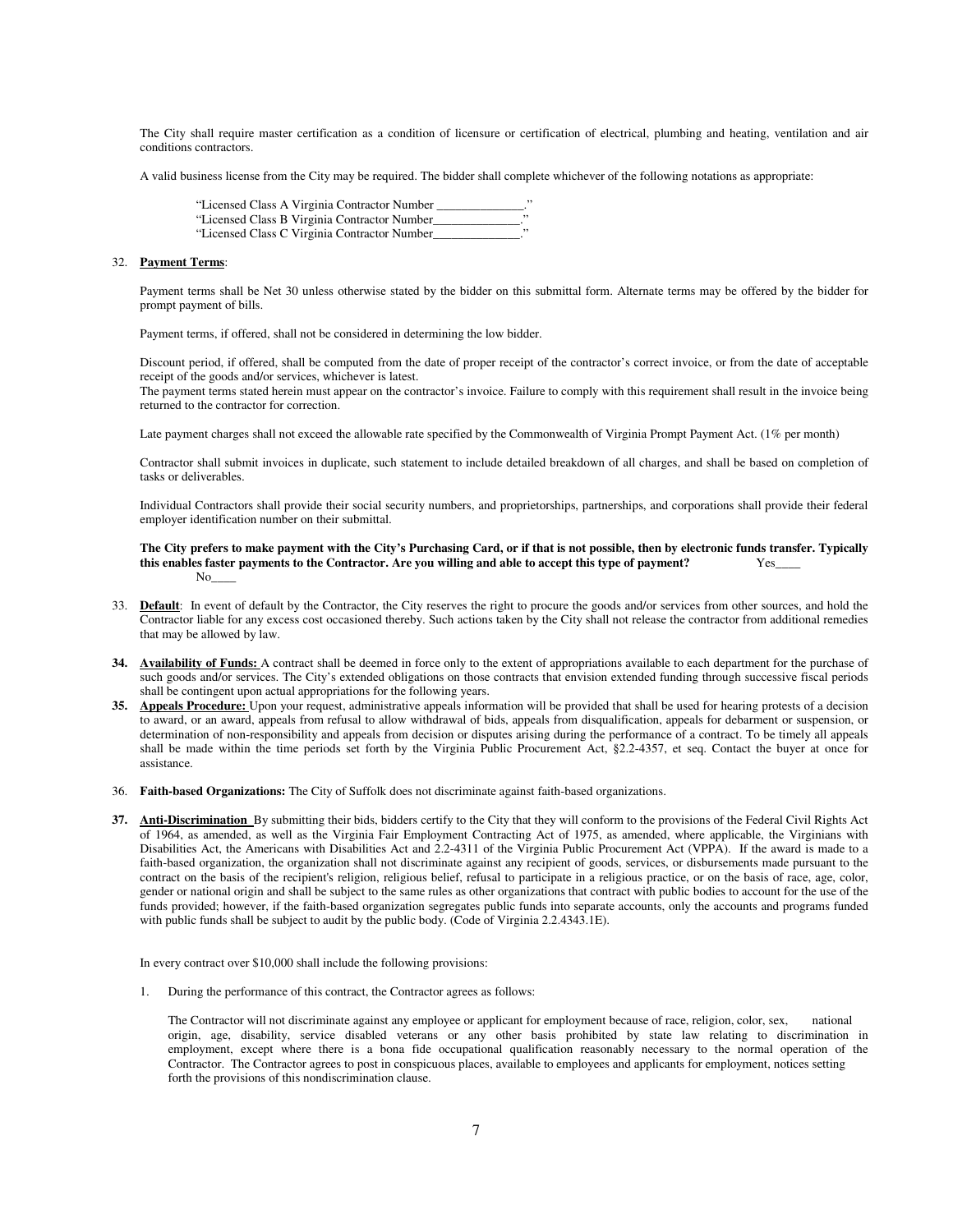The City shall require master certification as a condition of licensure or certification of electrical, plumbing and heating, ventilation and air conditions contractors.

A valid business license from the City may be required. The bidder shall complete whichever of the following notations as appropriate:

"Licensed Class A Virginia Contractor Number ______________."
"Licensed Class B Virginia Contractor Number______________."
"Licensed Class C Virginia Contractor Number______________."

32. **Payment Terms**:

Payment terms shall be Net 30 unless otherwise stated by the bidder on this submittal form. Alternate terms may be offered by the bidder for prompt payment of bills.

Payment terms, if offered, shall not be considered in determining the low bidder.

Discount period, if offered, shall be computed from the date of proper receipt of the contractor's correct invoice, or from the date of acceptable receipt of the goods and/or services, whichever is latest.
The payment terms stated herein must appear on the contractor's invoice. Failure to comply with this requirement shall result in the invoice being returned to the contractor for correction.

Late payment charges shall not exceed the allowable rate specified by the Commonwealth of Virginia Prompt Payment Act. (1% per month)

Contractor shall submit invoices in duplicate, such statement to include detailed breakdown of all charges, and shall be based on completion of tasks or deliverables.

Individual Contractors shall provide their social security numbers, and proprietorships, partnerships, and corporations shall provide their federal employer identification number on their submittal.

**The City prefers to make payment with the City's Purchasing Card, or if that is not possible, then by electronic funds transfer. Typically this enables faster payments to the Contractor. Are you willing and able to accept this type of payment?** Yes____ No____

33. **Default**: In event of default by the Contractor, the City reserves the right to procure the goods and/or services from other sources, and hold the Contractor liable for any excess cost occasioned thereby. Such actions taken by the City shall not release the contractor from additional remedies that may be allowed by law.

34. **Availability of Funds:** A contract shall be deemed in force only to the extent of appropriations available to each department for the purchase of such goods and/or services. The City's extended obligations on those contracts that envision extended funding through successive fiscal periods shall be contingent upon actual appropriations for the following years.

35. **Appeals Procedure:** Upon your request, administrative appeals information will be provided that shall be used for hearing protests of a decision to award, or an award, appeals from refusal to allow withdrawal of bids, appeals from disqualification, appeals for debarment or suspension, or determination of non-responsibility and appeals from decision or disputes arising during the performance of a contract. To be timely all appeals shall be made within the time periods set forth by the Virginia Public Procurement Act, §2.2-4357, et seq. Contact the buyer at once for assistance.

36. **Faith-based Organizations:** The City of Suffolk does not discriminate against faith-based organizations.

37. **Anti-Discrimination** By submitting their bids, bidders certify to the City that they will conform to the provisions of the Federal Civil Rights Act of 1964, as amended, as well as the Virginia Fair Employment Contracting Act of 1975, as amended, where applicable, the Virginians with Disabilities Act, the Americans with Disabilities Act and 2.2-4311 of the Virginia Public Procurement Act (VPPA). If the award is made to a faith-based organization, the organization shall not discriminate against any recipient of goods, services, or disbursements made pursuant to the contract on the basis of the recipient's religion, religious belief, refusal to participate in a religious practice, or on the basis of race, age, color, gender or national origin and shall be subject to the same rules as other organizations that contract with public bodies to account for the use of the funds provided; however, if the faith-based organization segregates public funds into separate accounts, only the accounts and programs funded with public funds shall be subject to audit by the public body. (Code of Virginia 2.2.4343.1E).

In every contract over $10,000 shall include the following provisions:

1. During the performance of this contract, the Contractor agrees as follows:

   The Contractor will not discriminate against any employee or applicant for employment because of race, religion, color, sex, national origin, age, disability, service disabled veterans or any other basis prohibited by state law relating to discrimination in employment, except where there is a bona fide occupational qualification reasonably necessary to the normal operation of the Contractor. The Contractor agrees to post in conspicuous places, available to employees and applicants for employment, notices setting forth the provisions of this nondiscrimination clause.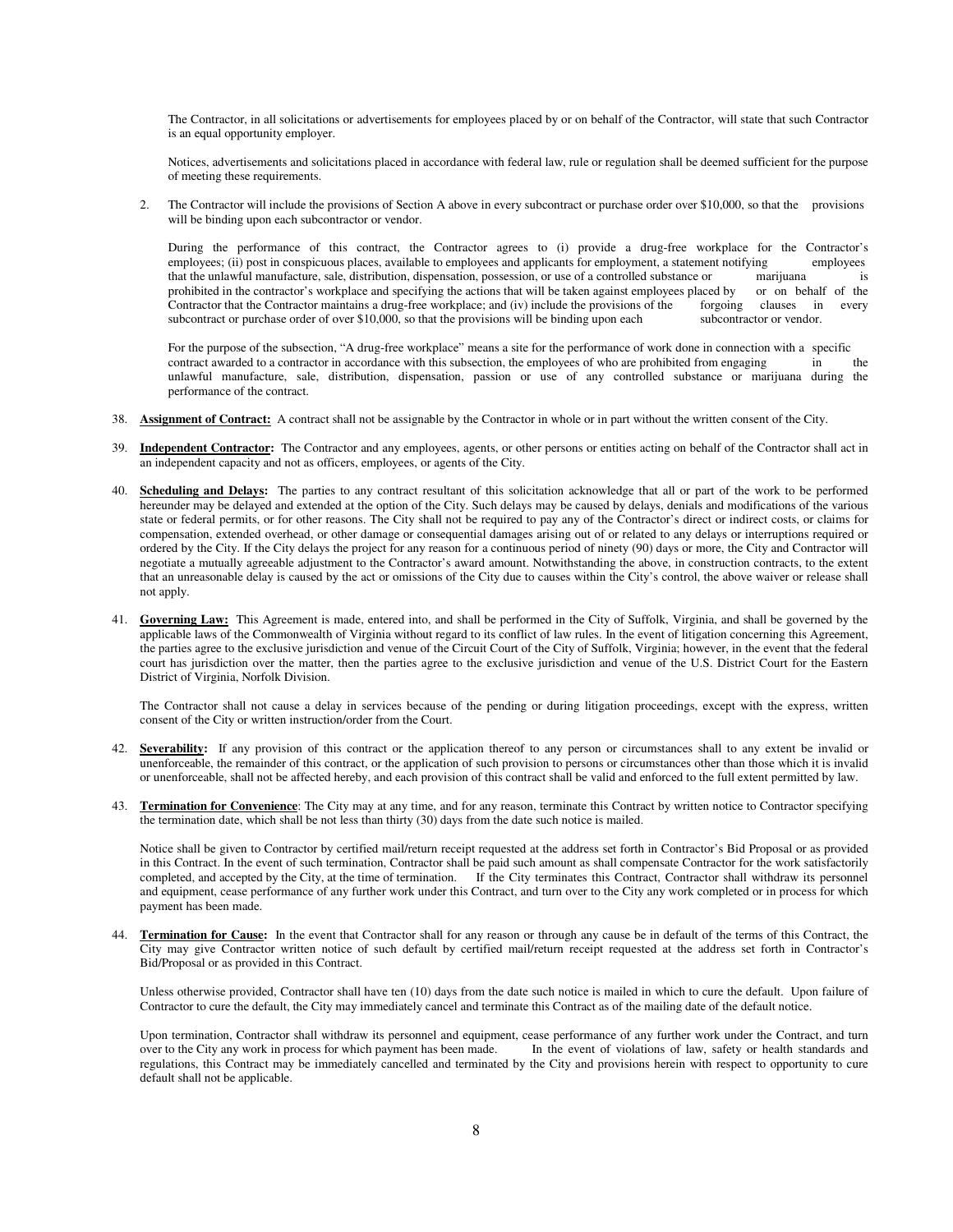The Contractor, in all solicitations or advertisements for employees placed by or on behalf of the Contractor, will state that such Contractor is an equal opportunity employer.

Notices, advertisements and solicitations placed in accordance with federal law, rule or regulation shall be deemed sufficient for the purpose of meeting these requirements.

2. The Contractor will include the provisions of Section A above in every subcontract or purchase order over $10,000, so that the provisions will be binding upon each subcontractor or vendor.

   During the performance of this contract, the Contractor agrees to (i) provide a drug-free workplace for the Contractor's employees; (ii) post in conspicuous places, available to employees and applicants for employment, a statement notifying employees that the unlawful manufacture, sale, distribution, dispensation, possession, or use of a controlled substance or marijuana is prohibited in the contractor's workplace and specifying the actions that will be taken against employees placed by or on behalf of the Contractor that the Contractor maintains a drug-free workplace; and (iv) include the provisions of the forgoing clauses in every subcontract or purchase order of over $10,000, so that the provisions will be binding upon each subcontractor or vendor.

   For the purpose of the subsection, "A drug-free workplace" means a site for the performance of work done in connection with a specific contract awarded to a contractor in accordance with this subsection, the employees of who are prohibited from engaging in the unlawful manufacture, sale, distribution, dispensation, passion or use of any controlled substance or marijuana during the performance of the contract.

38. **Assignment of Contract:** A contract shall not be assignable by the Contractor in whole or in part without the written consent of the City.

39. **Independent Contractor:** The Contractor and any employees, agents, or other persons or entities acting on behalf of the Contractor shall act in an independent capacity and not as officers, employees, or agents of the City.

40. **Scheduling and Delays:** The parties to any contract resultant of this solicitation acknowledge that all or part of the work to be performed hereunder may be delayed and extended at the option of the City. Such delays may be caused by delays, denials and modifications of the various state or federal permits, or for other reasons. The City shall not be required to pay any of the Contractor's direct or indirect costs, or claims for compensation, extended overhead, or other damage or consequential damages arising out of or related to any delays or interruptions required or ordered by the City. If the City delays the project for any reason for a continuous period of ninety (90) days or more, the City and Contractor will negotiate a mutually agreeable adjustment to the Contractor's award amount. Notwithstanding the above, in construction contracts, to the extent that an unreasonable delay is caused by the act or omissions of the City due to causes within the City's control, the above waiver or release shall not apply.

41. **Governing Law:** This Agreement is made, entered into, and shall be performed in the City of Suffolk, Virginia, and shall be governed by the applicable laws of the Commonwealth of Virginia without regard to its conflict of law rules. In the event of litigation concerning this Agreement, the parties agree to the exclusive jurisdiction and venue of the Circuit Court of the City of Suffolk, Virginia; however, in the event that the federal court has jurisdiction over the matter, then the parties agree to the exclusive jurisdiction and venue of the U.S. District Court for the Eastern District of Virginia, Norfolk Division.

    The Contractor shall not cause a delay in services because of the pending or during litigation proceedings, except with the express, written consent of the City or written instruction/order from the Court.

42. **Severability:** If any provision of this contract or the application thereof to any person or circumstances shall to any extent be invalid or unenforceable, the remainder of this contract, or the application of such provision to persons or circumstances other than those which it is invalid or unenforceable, shall not be affected hereby, and each provision of this contract shall be valid and enforced to the full extent permitted by law.

43. **Termination for Convenience**: The City may at any time, and for any reason, terminate this Contract by written notice to Contractor specifying the termination date, which shall be not less than thirty (30) days from the date such notice is mailed.

    Notice shall be given to Contractor by certified mail/return receipt requested at the address set forth in Contractor's Bid Proposal or as provided in this Contract. In the event of such termination, Contractor shall be paid such amount as shall compensate Contractor for the work satisfactorily completed, and accepted by the City, at the time of termination. If the City terminates this Contract, Contractor shall withdraw its personnel and equipment, cease performance of any further work under this Contract, and turn over to the City any work completed or in process for which payment has been made.

44. **Termination for Cause:** In the event that Contractor shall for any reason or through any cause be in default of the terms of this Contract, the City may give Contractor written notice of such default by certified mail/return receipt requested at the address set forth in Contractor's Bid/Proposal or as provided in this Contract.

    Unless otherwise provided, Contractor shall have ten (10) days from the date such notice is mailed in which to cure the default. Upon failure of Contractor to cure the default, the City may immediately cancel and terminate this Contract as of the mailing date of the default notice.

    Upon termination, Contractor shall withdraw its personnel and equipment, cease performance of any further work under the Contract, and turn over to the City any work in process for which payment has been made. In the event of violations of law, safety or health standards and regulations, this Contract may be immediately cancelled and terminated by the City and provisions herein with respect to opportunity to cure default shall not be applicable.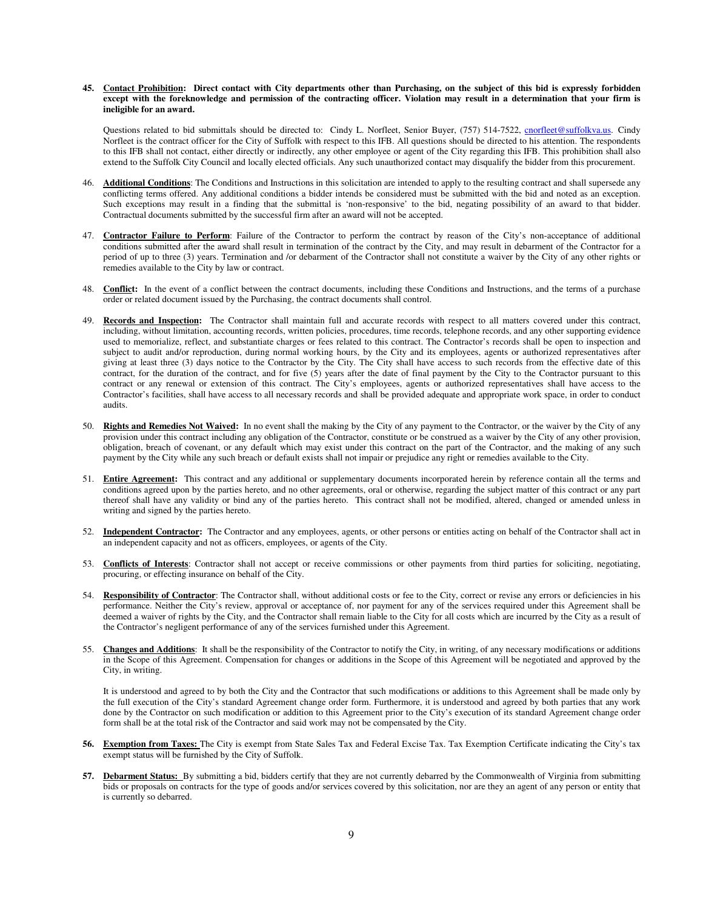**45. Contact Prohibition: Direct contact with City departments other than Purchasing, on the subject of this bid is expressly forbidden except with the foreknowledge and permission of the contracting officer. Violation may result in a determination that your firm is ineligible for an award.**

Questions related to bid submittals should be directed to: Cindy L. Norfleet, Senior Buyer, (757) 514-7522, cnorfleet@suffolkva.us. Cindy Norfleet is the contract officer for the City of Suffolk with respect to this IFB. All questions should be directed to his attention. The respondents to this IFB shall not contact, either directly or indirectly, any other employee or agent of the City regarding this IFB. This prohibition shall also extend to the Suffolk City Council and locally elected officials. Any such unauthorized contact may disqualify the bidder from this procurement.

46. **Additional Conditions**: The Conditions and Instructions in this solicitation are intended to apply to the resulting contract and shall supersede any conflicting terms offered. Any additional conditions a bidder intends be considered must be submitted with the bid and noted as an exception. Such exceptions may result in a finding that the submittal is 'non-responsive' to the bid, negating possibility of an award to that bidder. Contractual documents submitted by the successful firm after an award will not be accepted.

47. **Contractor Failure to Perform**: Failure of the Contractor to perform the contract by reason of the City's non-acceptance of additional conditions submitted after the award shall result in termination of the contract by the City, and may result in debarment of the Contractor for a period of up to three (3) years. Termination and /or debarment of the Contractor shall not constitute a waiver by the City of any other rights or remedies available to the City by law or contract.

48. **Conflict:** In the event of a conflict between the contract documents, including these Conditions and Instructions, and the terms of a purchase order or related document issued by the Purchasing, the contract documents shall control.

49. **Records and Inspection:** The Contractor shall maintain full and accurate records with respect to all matters covered under this contract, including, without limitation, accounting records, written policies, procedures, time records, telephone records, and any other supporting evidence used to memorialize, reflect, and substantiate charges or fees related to this contract. The Contractor's records shall be open to inspection and subject to audit and/or reproduction, during normal working hours, by the City and its employees, agents or authorized representatives after giving at least three (3) days notice to the Contractor by the City. The City shall have access to such records from the effective date of this contract, for the duration of the contract, and for five (5) years after the date of final payment by the City to the Contractor pursuant to this contract or any renewal or extension of this contract. The City's employees, agents or authorized representatives shall have access to the Contractor's facilities, shall have access to all necessary records and shall be provided adequate and appropriate work space, in order to conduct audits.

50. **Rights and Remedies Not Waived:** In no event shall the making by the City of any payment to the Contractor, or the waiver by the City of any provision under this contract including any obligation of the Contractor, constitute or be construed as a waiver by the City of any other provision, obligation, breach of covenant, or any default which may exist under this contract on the part of the Contractor, and the making of any such payment by the City while any such breach or default exists shall not impair or prejudice any right or remedies available to the City.

51. **Entire Agreement:** This contract and any additional or supplementary documents incorporated herein by reference contain all the terms and conditions agreed upon by the parties hereto, and no other agreements, oral or otherwise, regarding the subject matter of this contract or any part thereof shall have any validity or bind any of the parties hereto. This contract shall not be modified, altered, changed or amended unless in writing and signed by the parties hereto.

52. **Independent Contractor:** The Contractor and any employees, agents, or other persons or entities acting on behalf of the Contractor shall act in an independent capacity and not as officers, employees, or agents of the City.

53. **Conflicts of Interests**: Contractor shall not accept or receive commissions or other payments from third parties for soliciting, negotiating, procuring, or effecting insurance on behalf of the City.

54. **Responsibility of Contractor**: The Contractor shall, without additional costs or fee to the City, correct or revise any errors or deficiencies in his performance. Neither the City's review, approval or acceptance of, nor payment for any of the services required under this Agreement shall be deemed a waiver of rights by the City, and the Contractor shall remain liable to the City for all costs which are incurred by the City as a result of the Contractor's negligent performance of any of the services furnished under this Agreement.

55. **Changes and Additions**: It shall be the responsibility of the Contractor to notify the City, in writing, of any necessary modifications or additions in the Scope of this Agreement. Compensation for changes or additions in the Scope of this Agreement will be negotiated and approved by the City, in writing.

It is understood and agreed to by both the City and the Contractor that such modifications or additions to this Agreement shall be made only by the full execution of the City's standard Agreement change order form. Furthermore, it is understood and agreed by both parties that any work done by the Contractor on such modification or addition to this Agreement prior to the City's execution of its standard Agreement change order form shall be at the total risk of the Contractor and said work may not be compensated by the City.

**56. Exemption from Taxes:** The City is exempt from State Sales Tax and Federal Excise Tax. Tax Exemption Certificate indicating the City's tax exempt status will be furnished by the City of Suffolk.

**57. Debarment Status:** By submitting a bid, bidders certify that they are not currently debarred by the Commonwealth of Virginia from submitting bids or proposals on contracts for the type of goods and/or services covered by this solicitation, nor are they an agent of any person or entity that is currently so debarred.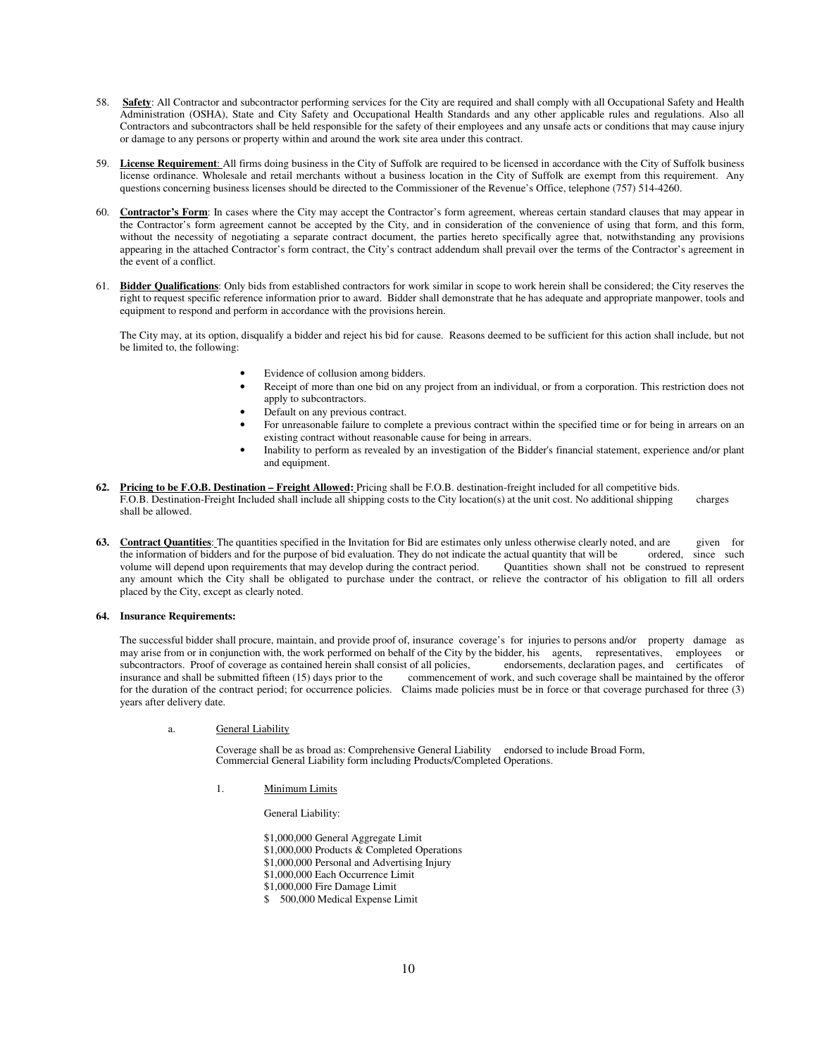58. **Safety**: All Contractor and subcontractor performing services for the City are required and shall comply with all Occupational Safety and Health Administration (OSHA), State and City Safety and Occupational Health Standards and any other applicable rules and regulations. Also all Contractors and subcontractors shall be held responsible for the safety of their employees and any unsafe acts or conditions that may cause injury or damage to any persons or property within and around the work site area under this contract.

59. **License Requirement**: All firms doing business in the City of Suffolk are required to be licensed in accordance with the City of Suffolk business license ordinance. Wholesale and retail merchants without a business location in the City of Suffolk are exempt from this requirement. Any questions concerning business licenses should be directed to the Commissioner of the Revenue's Office, telephone (757) 514-4260.

60. **Contractor's Form**: In cases where the City may accept the Contractor's form agreement, whereas certain standard clauses that may appear in the Contractor's form agreement cannot be accepted by the City, and in consideration of the convenience of using that form, and this form, without the necessity of negotiating a separate contract document, the parties hereto specifically agree that, notwithstanding any provisions appearing in the attached Contractor's form contract, the City's contract addendum shall prevail over the terms of the Contractor's agreement in the event of a conflict.

61. **Bidder Qualifications**: Only bids from established contractors for work similar in scope to work herein shall be considered; the City reserves the right to request specific reference information prior to award. Bidder shall demonstrate that he has adequate and appropriate manpower, tools and equipment to respond and perform in accordance with the provisions herein.

    The City may, at its option, disqualify a bidder and reject his bid for cause. Reasons deemed to be sufficient for this action shall include, but not be limited to, the following:

    - Evidence of collusion among bidders.
    - Receipt of more than one bid on any project from an individual, or from a corporation. This restriction does not apply to subcontractors.
    - Default on any previous contract.
    - For unreasonable failure to complete a previous contract within the specified time or for being in arrears on an existing contract without reasonable cause for being in arrears.
    - Inability to perform as revealed by an investigation of the Bidder's financial statement, experience and/or plant and equipment.

**62. Pricing to be F.O.B. Destination – Freight Allowed:** Pricing shall be F.O.B. destination-freight included for all competitive bids. F.O.B. Destination-Freight Included shall include all shipping costs to the City location(s) at the unit cost. No additional shipping charges shall be allowed.

**63. Contract Quantities**: The quantities specified in the Invitation for Bid are estimates only unless otherwise clearly noted, and are given for the information of bidders and for the purpose of bid evaluation. They do not indicate the actual quantity that will be ordered, since such volume will depend upon requirements that may develop during the contract period. Quantities shown shall not be construed to represent any amount which the City shall be obligated to purchase under the contract, or relieve the contractor of his obligation to fill all orders placed by the City, except as clearly noted.

**64. Insurance Requirements:**

The successful bidder shall procure, maintain, and provide proof of, insurance coverage's for injuries to persons and/or property damage as may arise from or in conjunction with, the work performed on behalf of the City by the bidder, his agents, representatives, employees or subcontractors. Proof of coverage as contained herein shall consist of all policies, endorsements, declaration pages, and certificates of insurance and shall be submitted fifteen (15) days prior to the commencement of work, and such coverage shall be maintained by the offeror for the duration of the contract period; for occurrence policies. Claims made policies must be in force or that coverage purchased for three (3) years after delivery date.

a. General Liability

   Coverage shall be as broad as: Comprehensive General Liability endorsed to include Broad Form, Commercial General Liability form including Products/Completed Operations.

   1. Minimum Limits

      General Liability:

      $1,000,000 General Aggregate Limit
      $1,000,000 Products & Completed Operations
      $1,000,000 Personal and Advertising Injury
      $1,000,000 Each Occurrence Limit
      $1,000,000 Fire Damage Limit
      $ 500,000 Medical Expense Limit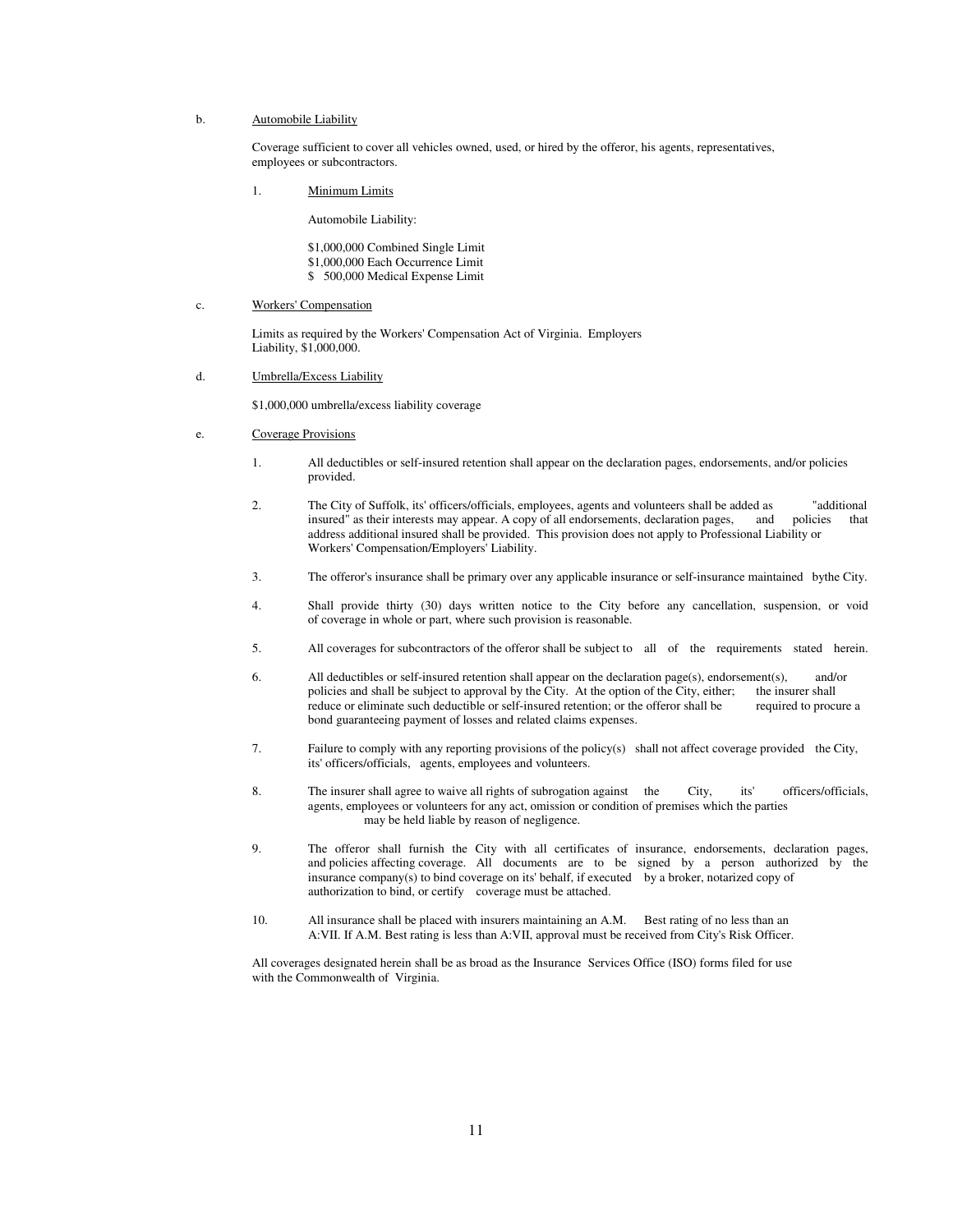b. <u>Automobile Liability</u>

Coverage sufficient to cover all vehicles owned, used, or hired by the offeror, his agents, representatives, employees or subcontractors.

1. <u>Minimum Limits</u>

   Automobile Liability:

   $1,000,000 Combined Single Limit
   $1,000,000 Each Occurrence Limit
   $ 500,000 Medical Expense Limit

c. <u>Workers' Compensation</u>

Limits as required by the Workers' Compensation Act of Virginia. Employers Liability, $1,000,000.

d. <u>Umbrella/Excess Liability</u>

$1,000,000 umbrella/excess liability coverage

e. <u>Coverage Provisions</u>

1. All deductibles or self-insured retention shall appear on the declaration pages, endorsements, and/or policies provided.

2. The City of Suffolk, its' officers/officials, employees, agents and volunteers shall be added as "additional insured" as their interests may appear. A copy of all endorsements, declaration pages, and policies that address additional insured shall be provided. This provision does not apply to Professional Liability or Workers' Compensation/Employers' Liability.

3. The offeror's insurance shall be primary over any applicable insurance or self-insurance maintained bythe City.

4. Shall provide thirty (30) days written notice to the City before any cancellation, suspension, or void of coverage in whole or part, where such provision is reasonable.

5. All coverages for subcontractors of the offeror shall be subject to all of the requirements stated herein.

6. All deductibles or self-insured retention shall appear on the declaration page(s), endorsement(s), and/or policies and shall be subject to approval by the City. At the option of the City, either; the insurer shall reduce or eliminate such deductible or self-insured retention; or the offeror shall be required to procure a bond guaranteeing payment of losses and related claims expenses.

7. Failure to comply with any reporting provisions of the policy(s) shall not affect coverage provided the City, its' officers/officials, agents, employees and volunteers.

8. The insurer shall agree to waive all rights of subrogation against the City, its' officers/officials, agents, employees or volunteers for any act, omission or condition of premises which the parties may be held liable by reason of negligence.

9. The offeror shall furnish the City with all certificates of insurance, endorsements, declaration pages, and policies affecting coverage. All documents are to be signed by a person authorized by the insurance company(s) to bind coverage on its' behalf, if executed by a broker, notarized copy of authorization to bind, or certify coverage must be attached.

10. All insurance shall be placed with insurers maintaining an A.M. Best rating of no less than an A:VII. If A.M. Best rating is less than A:VII, approval must be received from City's Risk Officer.

All coverages designated herein shall be as broad as the Insurance Services Office (ISO) forms filed for use with the Commonwealth of Virginia.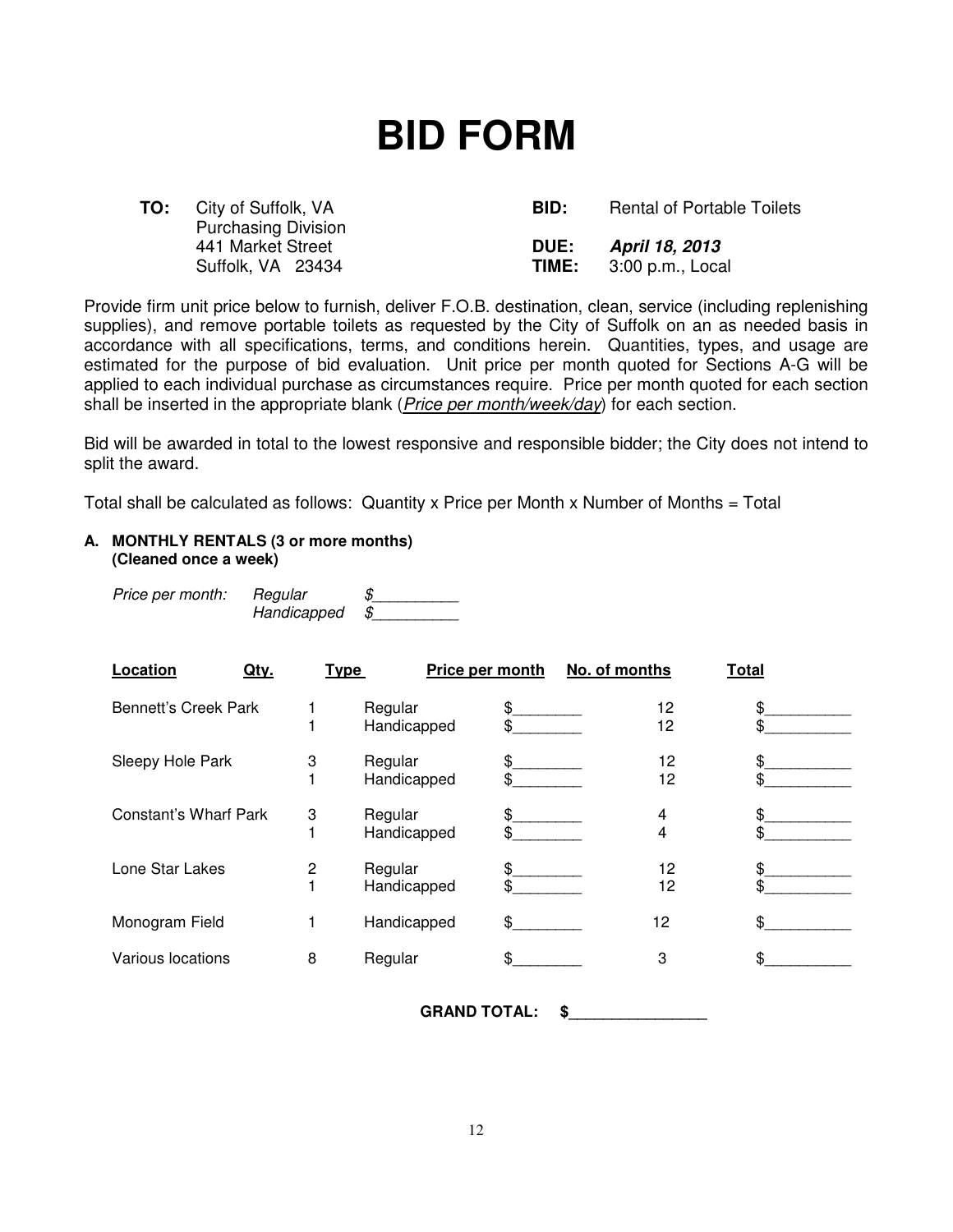# BID FORM

**TO:** City of Suffolk, VA
Purchasing Division
441 Market Street
Suffolk, VA 23434

**BID:** Rental of Portable Toilets

**DUE:** ***April 18, 2013***
**TIME:** 3:00 p.m., Local

Provide firm unit price below to furnish, deliver F.O.B. destination, clean, service (including replenishing supplies), and remove portable toilets as requested by the City of Suffolk on an as needed basis in accordance with all specifications, terms, and conditions herein. Quantities, types, and usage are estimated for the purpose of bid evaluation. Unit price per month quoted for Sections A-G will be applied to each individual purchase as circumstances require. Price per month quoted for each section shall be inserted in the appropriate blank (*Price per month/week/day*) for each section.

Bid will be awarded in total to the lowest responsive and responsible bidder; the City does not intend to split the award.

Total shall be calculated as follows: Quantity x Price per Month x Number of Months = Total

**A. MONTHLY RENTALS (3 or more months)**
**(Cleaned once a week)**

*Price per month:* *Regular* $__________
*Handicapped* $__________

| Location | Qty. | Type | Price per month | No. of months | Total |
|---|---|---|---|---|---|
| Bennett's Creek Park | 1 | Regular | $________ | 12 | $__________ |
| | 1 | Handicapped | $________ | 12 | $__________ |
| Sleepy Hole Park | 3 | Regular | $________ | 12 | $__________ |
| | 1 | Handicapped | $________ | 12 | $__________ |
| Constant's Wharf Park | 3 | Regular | $________ | 4 | $__________ |
| | 1 | Handicapped | $________ | 4 | $__________ |
| Lone Star Lakes | 2 | Regular | $________ | 12 | $__________ |
| | 1 | Handicapped | $________ | 12 | $__________ |
| Monogram Field | 1 | Handicapped | $________ | 12 | $__________ |
| Various locations | 8 | Regular | $________ | 3 | $__________ |

**GRAND TOTAL: $________________**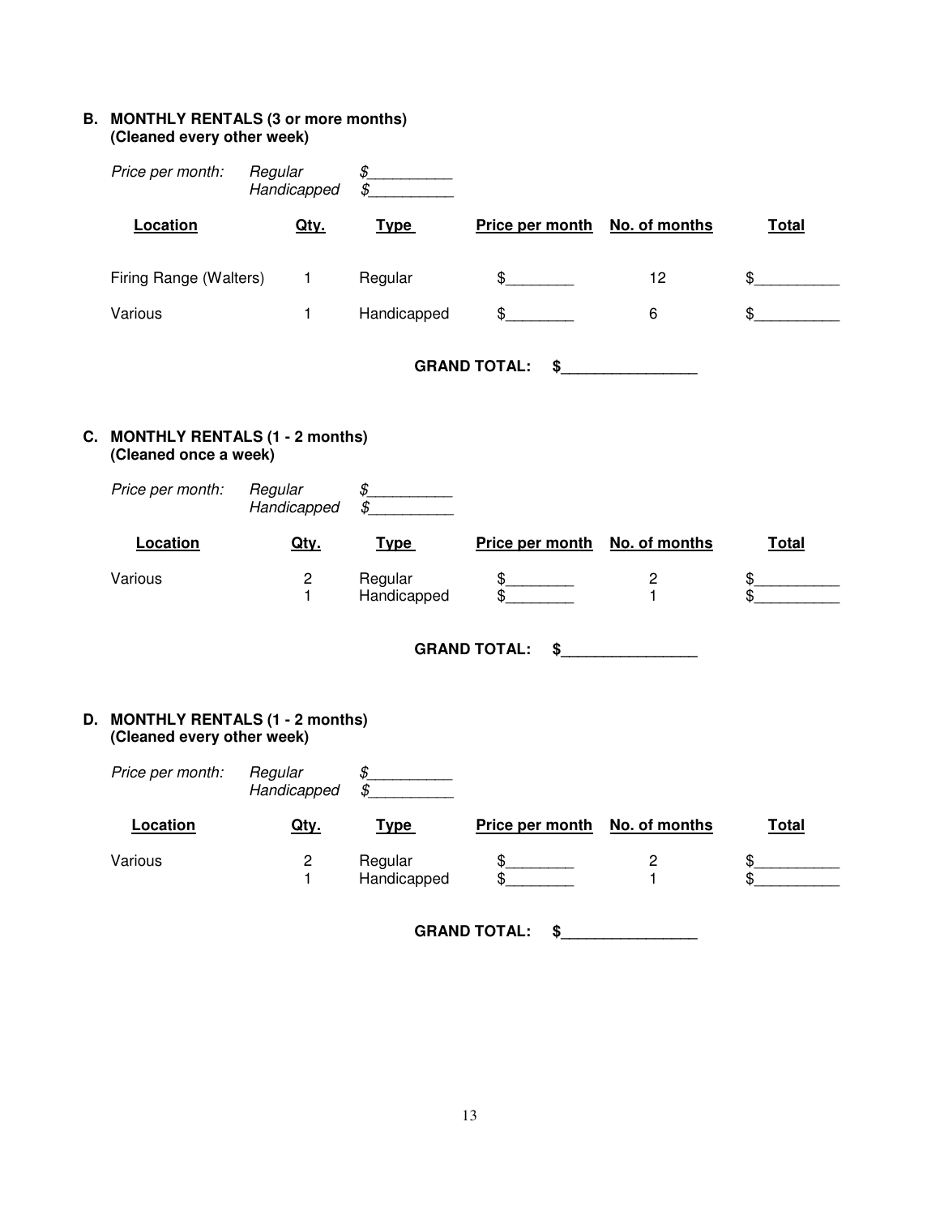**B. MONTHLY RENTALS (3 or more months)**
**(Cleaned every other week)**

*Price per month:* *Regular* *$__________*
*Handicapped* *$__________*

| Location | Qty. | Type | Price per month | No. of months | Total |
|---|---|---|---|---|---|
| Firing Range (Walters) | 1 | Regular | $________ | 12 | $__________ |
| Various | 1 | Handicapped | $________ | 6 | $__________ |

**GRAND TOTAL: $________________**

**C. MONTHLY RENTALS (1 - 2 months)**
**(Cleaned once a week)**

*Price per month:* *Regular* *$__________*
*Handicapped* *$__________*

| Location | Qty. | Type | Price per month | No. of months | Total |
|---|---|---|---|---|---|
| Various | 2 | Regular | $________ | 2 | $__________ |
| | 1 | Handicapped | $________ | 1 | $__________ |

**GRAND TOTAL: $________________**

**D. MONTHLY RENTALS (1 - 2 months)**
**(Cleaned every other week)**

*Price per month:* *Regular* *$__________*
*Handicapped* *$__________*

| Location | Qty. | Type | Price per month | No. of months | Total |
|---|---|---|---|---|---|
| Various | 2 | Regular | $________ | 2 | $__________ |
| | 1 | Handicapped | $________ | 1 | $__________ |

**GRAND TOTAL: $________________**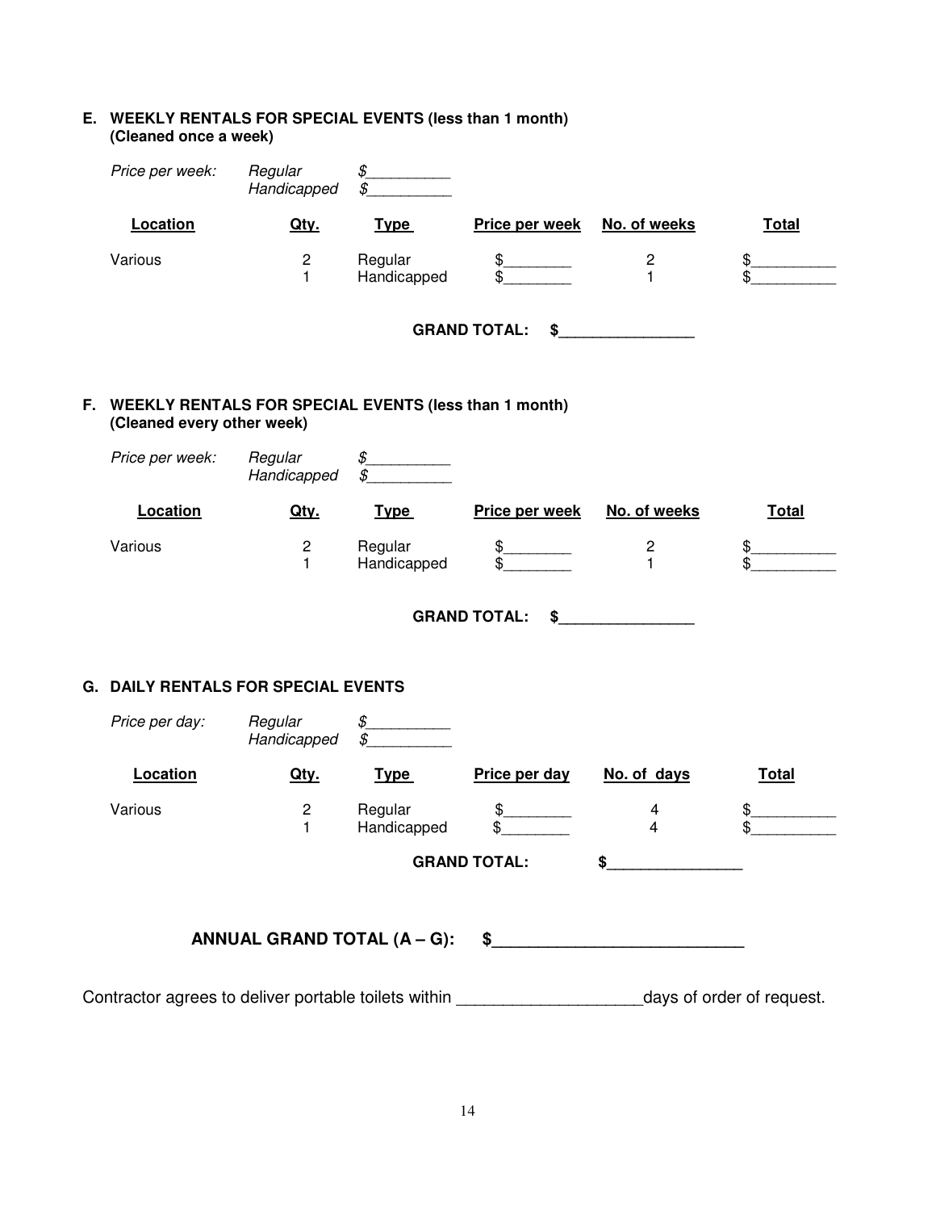## E. WEEKLY RENTALS FOR SPECIAL EVENTS (less than 1 month) (Cleaned once a week)

*Price per week:* *Regular* *$__________*
*Handicapped* *$__________*

| Location | Qty. | Type | Price per week | No. of weeks | Total |
|---|---|---|---|---|---|
| Various | 2 | Regular | $________ | 2 | $__________ |
| | 1 | Handicapped | $________ | 1 | $__________ |

**GRAND TOTAL: $________________**

## F. WEEKLY RENTALS FOR SPECIAL EVENTS (less than 1 month) (Cleaned every other week)

*Price per week:* *Regular* *$__________*
*Handicapped* *$__________*

| Location | Qty. | Type | Price per week | No. of weeks | Total |
|---|---|---|---|---|---|
| Various | 2 | Regular | $________ | 2 | $__________ |
| | 1 | Handicapped | $________ | 1 | $__________ |

**GRAND TOTAL: $________________**

## G. DAILY RENTALS FOR SPECIAL EVENTS

*Price per day:* *Regular* *$__________*
*Handicapped* *$__________*

| Location | Qty. | Type | Price per day | No. of days | Total |
|---|---|---|---|---|---|
| Various | 2 | Regular | $________ | 4 | $__________ |
| | 1 | Handicapped | $________ | 4 | $__________ |

**GRAND TOTAL: $________________**

**ANNUAL GRAND TOTAL (A – G): $___________________________**

Contractor agrees to deliver portable toilets within ____________________days of order of request.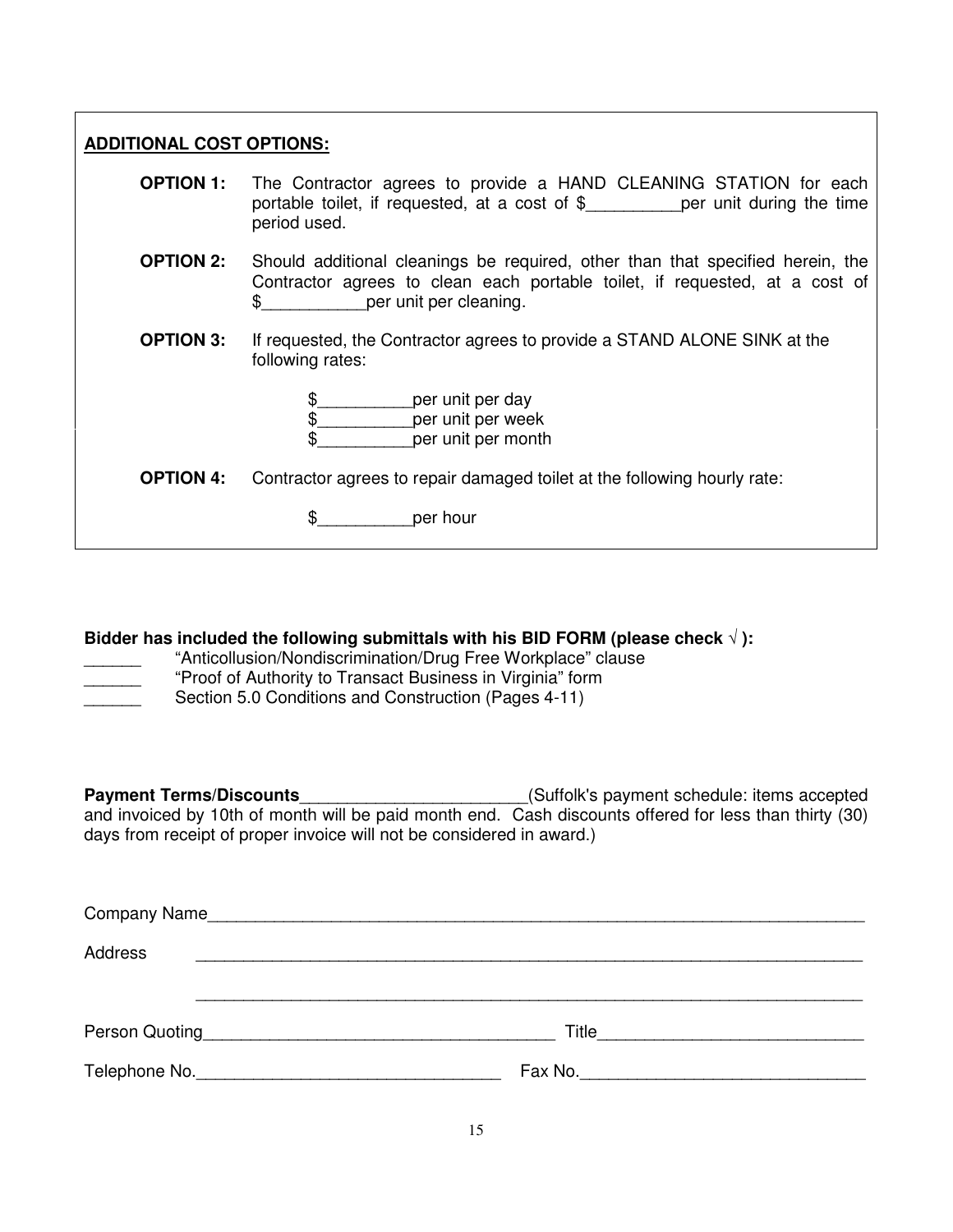**ADDITIONAL COST OPTIONS:**

**OPTION 1:** The Contractor agrees to provide a HAND CLEANING STATION for each portable toilet, if requested, at a cost of $__________per unit during the time period used.

**OPTION 2:** Should additional cleanings be required, other than that specified herein, the Contractor agrees to clean each portable toilet, if requested, at a cost of $___________per unit per cleaning.

**OPTION 3:** If requested, the Contractor agrees to provide a STAND ALONE SINK at the following rates:

$__________per unit per day
$__________per unit per week
$__________per unit per month

**OPTION 4:** Contractor agrees to repair damaged toilet at the following hourly rate:

$__________per hour

**Bidder has included the following submittals with his BID FORM (please check √ ):**

______ "Anticollusion/Nondiscrimination/Drug Free Workplace" clause
______ "Proof of Authority to Transact Business in Virginia" form
______ Section 5.0 Conditions and Construction (Pages 4-11)

**Payment Terms/Discounts**________________________(Suffolk's payment schedule: items accepted and invoiced by 10th of month will be paid month end. Cash discounts offered for less than thirty (30) days from receipt of proper invoice will not be considered in award.)

Company Name___________________________________________________________________________

Address ___________________________________________________________________________

___________________________________________________________________________

Person Quoting______________________________________ Title____________________________

Telephone No.________________________________ Fax No._______________________________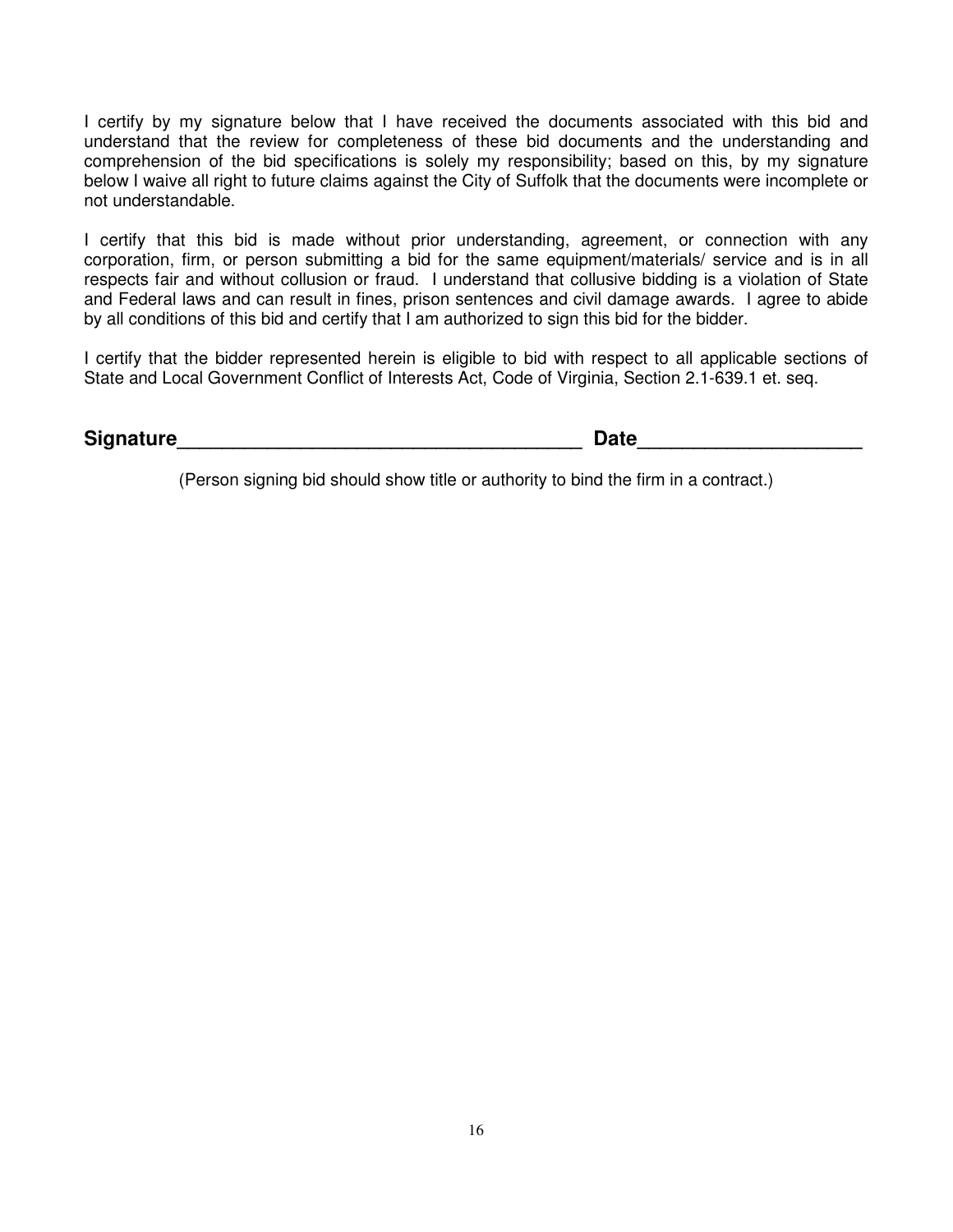I certify by my signature below that I have received the documents associated with this bid and understand that the review for completeness of these bid documents and the understanding and comprehension of the bid specifications is solely my responsibility; based on this, by my signature below I waive all right to future claims against the City of Suffolk that the documents were incomplete or not understandable.

I certify that this bid is made without prior understanding, agreement, or connection with any corporation, firm, or person submitting a bid for the same equipment/materials/ service and is in all respects fair and without collusion or fraud. I understand that collusive bidding is a violation of State and Federal laws and can result in fines, prison sentences and civil damage awards. I agree to abide by all conditions of this bid and certify that I am authorized to sign this bid for the bidder.

I certify that the bidder represented herein is eligible to bid with respect to all applicable sections of State and Local Government Conflict of Interests Act, Code of Virginia, Section 2.1-639.1 et. seq.

**Signature**_____________________________________ **Date**____________________

(Person signing bid should show title or authority to bind the firm in a contract.)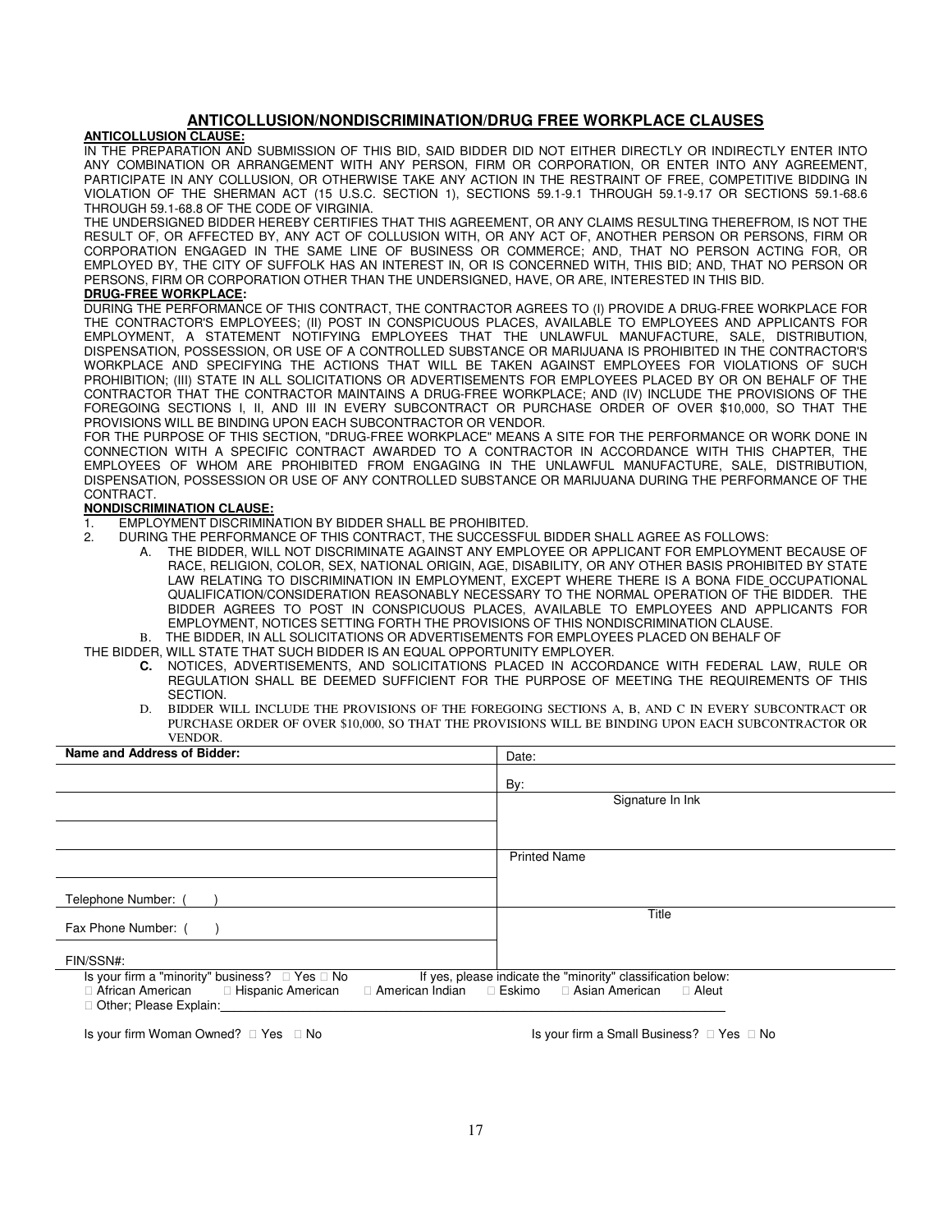## ANTICOLLUSION/NONDISCRIMINATION/DRUG FREE WORKPLACE CLAUSES

**ANTICOLLUSION CLAUSE:**

IN THE PREPARATION AND SUBMISSION OF THIS BID, SAID BIDDER DID NOT EITHER DIRECTLY OR INDIRECTLY ENTER INTO ANY COMBINATION OR ARRANGEMENT WITH ANY PERSON, FIRM OR CORPORATION, OR ENTER INTO ANY AGREEMENT, PARTICIPATE IN ANY COLLUSION, OR OTHERWISE TAKE ANY ACTION IN THE RESTRAINT OF FREE, COMPETITIVE BIDDING IN VIOLATION OF THE SHERMAN ACT (15 U.S.C. SECTION 1), SECTIONS 59.1-9.1 THROUGH 59.1-9.17 OR SECTIONS 59.1-68.6 THROUGH 59.1-68.8 OF THE CODE OF VIRGINIA.

THE UNDERSIGNED BIDDER HEREBY CERTIFIES THAT THIS AGREEMENT, OR ANY CLAIMS RESULTING THEREFROM, IS NOT THE RESULT OF, OR AFFECTED BY, ANY ACT OF COLLUSION WITH, OR ANY ACT OF, ANOTHER PERSON OR PERSONS, FIRM OR CORPORATION ENGAGED IN THE SAME LINE OF BUSINESS OR COMMERCE; AND, THAT NO PERSON ACTING FOR, OR EMPLOYED BY, THE CITY OF SUFFOLK HAS AN INTEREST IN, OR IS CONCERNED WITH, THIS BID; AND, THAT NO PERSON OR PERSONS, FIRM OR CORPORATION OTHER THAN THE UNDERSIGNED, HAVE, OR ARE, INTERESTED IN THIS BID.

**DRUG-FREE WORKPLACE:**

DURING THE PERFORMANCE OF THIS CONTRACT, THE CONTRACTOR AGREES TO (I) PROVIDE A DRUG-FREE WORKPLACE FOR THE CONTRACTOR'S EMPLOYEES; (II) POST IN CONSPICUOUS PLACES, AVAILABLE TO EMPLOYEES AND APPLICANTS FOR EMPLOYMENT, A STATEMENT NOTIFYING EMPLOYEES THAT THE UNLAWFUL MANUFACTURE, SALE, DISTRIBUTION, DISPENSATION, POSSESSION, OR USE OF A CONTROLLED SUBSTANCE OR MARIJUANA IS PROHIBITED IN THE CONTRACTOR'S WORKPLACE AND SPECIFYING THE ACTIONS THAT WILL BE TAKEN AGAINST EMPLOYEES FOR VIOLATIONS OF SUCH PROHIBITION; (III) STATE IN ALL SOLICITATIONS OR ADVERTISEMENTS FOR EMPLOYEES PLACED BY OR ON BEHALF OF THE CONTRACTOR THAT THE CONTRACTOR MAINTAINS A DRUG-FREE WORKPLACE; AND (IV) INCLUDE THE PROVISIONS OF THE FOREGOING SECTIONS I, II, AND III IN EVERY SUBCONTRACT OR PURCHASE ORDER OF OVER $10,000, SO THAT THE PROVISIONS WILL BE BINDING UPON EACH SUBCONTRACTOR OR VENDOR.

FOR THE PURPOSE OF THIS SECTION, "DRUG-FREE WORKPLACE" MEANS A SITE FOR THE PERFORMANCE OR WORK DONE IN CONNECTION WITH A SPECIFIC CONTRACT AWARDED TO A CONTRACTOR IN ACCORDANCE WITH THIS CHAPTER, THE EMPLOYEES OF WHOM ARE PROHIBITED FROM ENGAGING IN THE UNLAWFUL MANUFACTURE, SALE, DISTRIBUTION, DISPENSATION, POSSESSION OR USE OF ANY CONTROLLED SUBSTANCE OR MARIJUANA DURING THE PERFORMANCE OF THE CONTRACT.

**NONDISCRIMINATION CLAUSE:**

1. EMPLOYMENT DISCRIMINATION BY BIDDER SHALL BE PROHIBITED.
2. DURING THE PERFORMANCE OF THIS CONTRACT, THE SUCCESSFUL BIDDER SHALL AGREE AS FOLLOWS:
   A. THE BIDDER, WILL NOT DISCRIMINATE AGAINST ANY EMPLOYEE OR APPLICANT FOR EMPLOYMENT BECAUSE OF RACE, RELIGION, COLOR, SEX, NATIONAL ORIGIN, AGE, DISABILITY, OR ANY OTHER BASIS PROHIBITED BY STATE LAW RELATING TO DISCRIMINATION IN EMPLOYMENT, EXCEPT WHERE THERE IS A BONA FIDE OCCUPATIONAL QUALIFICATION/CONSIDERATION REASONABLY NECESSARY TO THE NORMAL OPERATION OF THE BIDDER. THE BIDDER AGREES TO POST IN CONSPICUOUS PLACES, AVAILABLE TO EMPLOYEES AND APPLICANTS FOR EMPLOYMENT, NOTICES SETTING FORTH THE PROVISIONS OF THIS NONDISCRIMINATION CLAUSE.
   B. THE BIDDER, IN ALL SOLICITATIONS OR ADVERTISEMENTS FOR EMPLOYEES PLACED ON BEHALF OF THE BIDDER, WILL STATE THAT SUCH BIDDER IS AN EQUAL OPPORTUNITY EMPLOYER.
   **C.** NOTICES, ADVERTISEMENTS, AND SOLICITATIONS PLACED IN ACCORDANCE WITH FEDERAL LAW, RULE OR REGULATION SHALL BE DEEMED SUFFICIENT FOR THE PURPOSE OF MEETING THE REQUIREMENTS OF THIS SECTION.
   D. BIDDER WILL INCLUDE THE PROVISIONS OF THE FOREGOING SECTIONS A, B, AND C IN EVERY SUBCONTRACT OR PURCHASE ORDER OF OVER $10,000, SO THAT THE PROVISIONS WILL BE BINDING UPON EACH SUBCONTRACTOR OR VENDOR.

| **Name and Address of Bidder:** | Date: |
|---|---|
| | By: |
| | Signature In Ink |
| | |
| | Printed Name |
| Telephone Number: ( ) | |
| Fax Phone Number: ( ) | Title |
| FIN/SSN#: | |

Is your firm a "minority" business? ☐ Yes ☐ No If yes, please indicate the "minority" classification below:
☐ African American ☐ Hispanic American ☐ American Indian ☐ Eskimo ☐ Asian American ☐ Aleut
☐ Other; Please Explain:

Is your firm Woman Owned? ☐ Yes ☐ No Is your firm a Small Business? ☐ Yes ☐ No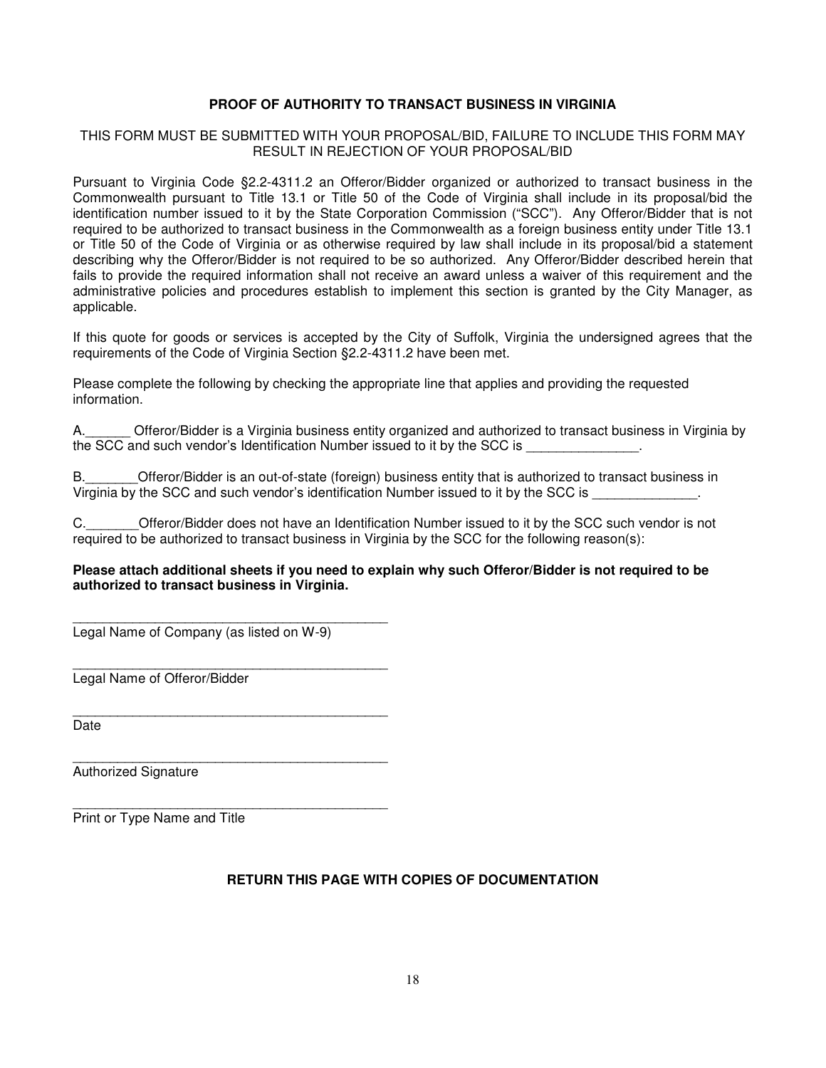**PROOF OF AUTHORITY TO TRANSACT BUSINESS IN VIRGINIA**

THIS FORM MUST BE SUBMITTED WITH YOUR PROPOSAL/BID, FAILURE TO INCLUDE THIS FORM MAY RESULT IN REJECTION OF YOUR PROPOSAL/BID

Pursuant to Virginia Code §2.2-4311.2 an Offeror/Bidder organized or authorized to transact business in the Commonwealth pursuant to Title 13.1 or Title 50 of the Code of Virginia shall include in its proposal/bid the identification number issued to it by the State Corporation Commission ("SCC"). Any Offeror/Bidder that is not required to be authorized to transact business in the Commonwealth as a foreign business entity under Title 13.1 or Title 50 of the Code of Virginia or as otherwise required by law shall include in its proposal/bid a statement describing why the Offeror/Bidder is not required to be so authorized. Any Offeror/Bidder described herein that fails to provide the required information shall not receive an award unless a waiver of this requirement and the administrative policies and procedures establish to implement this section is granted by the City Manager, as applicable.

If this quote for goods or services is accepted by the City of Suffolk, Virginia the undersigned agrees that the requirements of the Code of Virginia Section §2.2-4311.2 have been met.

Please complete the following by checking the appropriate line that applies and providing the requested information.

A.______ Offeror/Bidder is a Virginia business entity organized and authorized to transact business in Virginia by the SCC and such vendor's Identification Number issued to it by the SCC is _______________.

B._______Offeror/Bidder is an out-of-state (foreign) business entity that is authorized to transact business in Virginia by the SCC and such vendor's identification Number issued to it by the SCC is ______________.

C._______Offeror/Bidder does not have an Identification Number issued to it by the SCC such vendor is not required to be authorized to transact business in Virginia by the SCC for the following reason(s):

**Please attach additional sheets if you need to explain why such Offeror/Bidder is not required to be authorized to transact business in Virginia.**

_____________________________________________
Legal Name of Company (as listed on W-9)

_____________________________________________
Legal Name of Offeror/Bidder

_____________________________________________
Date

_____________________________________________
Authorized Signature

_____________________________________________
Print or Type Name and Title

**RETURN THIS PAGE WITH COPIES OF DOCUMENTATION**